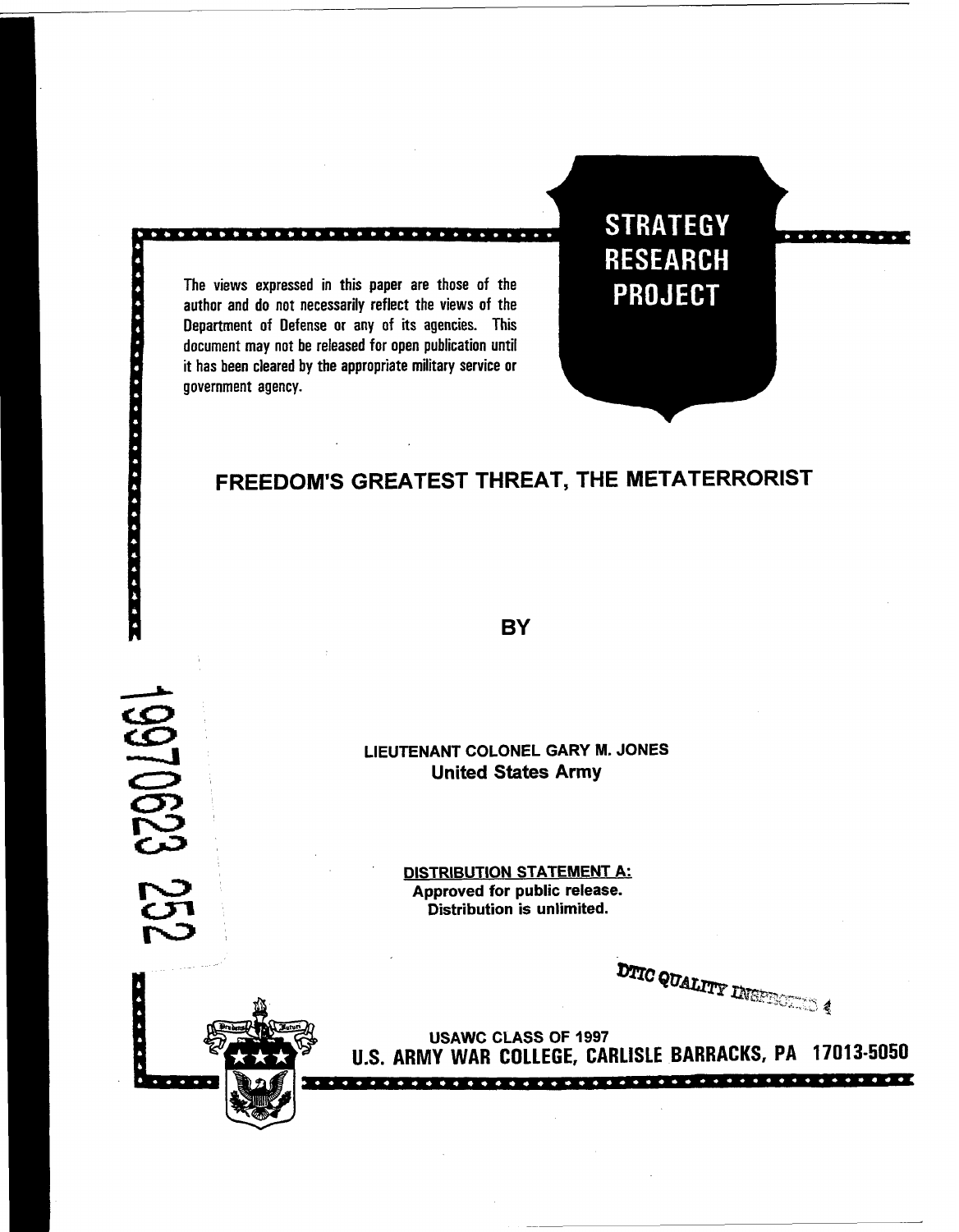**STRATEGY RESEARCH PROJECT**

The views expressed in this paper are those of the author and do not necessarily reflect the views of the Department of Defense or any of its agencies. This document may not be released for open publication until it has been cleared by the appropriate military service or government agency.

# FREEDOM'S GREATEST THREAT, THE METATERRORIST

BY

LIEUTENANT COLONEL GARY M. JONES
United States Army

19970623 252

**DISTRIBUTION STATEMENT A:**
Approved for public release.
Distribution is unlimited.

DTIC QUALITY INSPECTED 4

USAWC CLASS OF 1997
U.S. ARMY WAR COLLEGE, CARLISLE BARRACKS, PA 17013-5050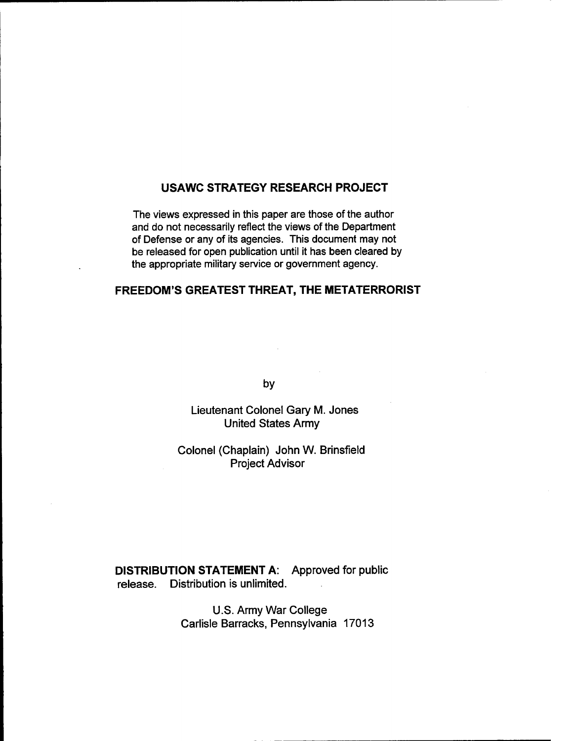# USAWC STRATEGY RESEARCH PROJECT

The views expressed in this paper are those of the author and do not necessarily reflect the views of the Department of Defense or any of its agencies. This document may not be released for open publication until it has been cleared by the appropriate military service or government agency.

## FREEDOM'S GREATEST THREAT, THE METATERRORIST

by

Lieutenant Colonel Gary M. Jones
United States Army

Colonel (Chaplain) John W. Brinsfield
Project Advisor

**DISTRIBUTION STATEMENT A:** Approved for public release. Distribution is unlimited.

U.S. Army War College
Carlisle Barracks, Pennsylvania 17013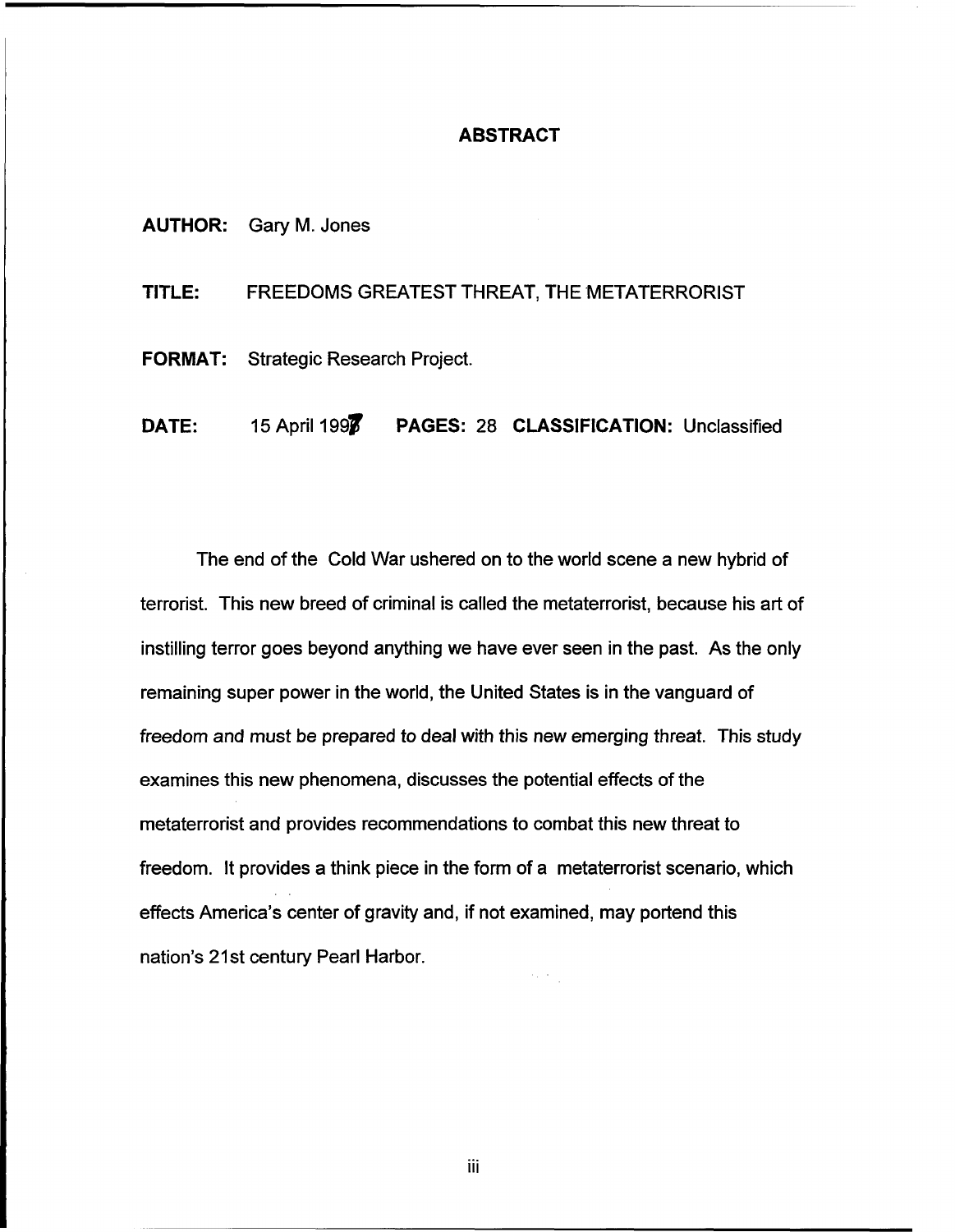## ABSTRACT

**AUTHOR:** Gary M. Jones

**TITLE:** FREEDOMS GREATEST THREAT, THE METATERRORIST

**FORMAT:** Strategic Research Project.

**DATE:** 15 April 1997 **PAGES:** 28 **CLASSIFICATION:** Unclassified

The end of the Cold War ushered on to the world scene a new hybrid of terrorist. This new breed of criminal is called the metaterrorist, because his art of instilling terror goes beyond anything we have ever seen in the past. As the only remaining super power in the world, the United States is in the vanguard of freedom and must be prepared to deal with this new emerging threat. This study examines this new phenomena, discusses the potential effects of the metaterrorist and provides recommendations to combat this new threat to freedom. It provides a think piece in the form of a metaterrorist scenario, which effects America's center of gravity and, if not examined, may portend this nation's 21st century Pearl Harbor.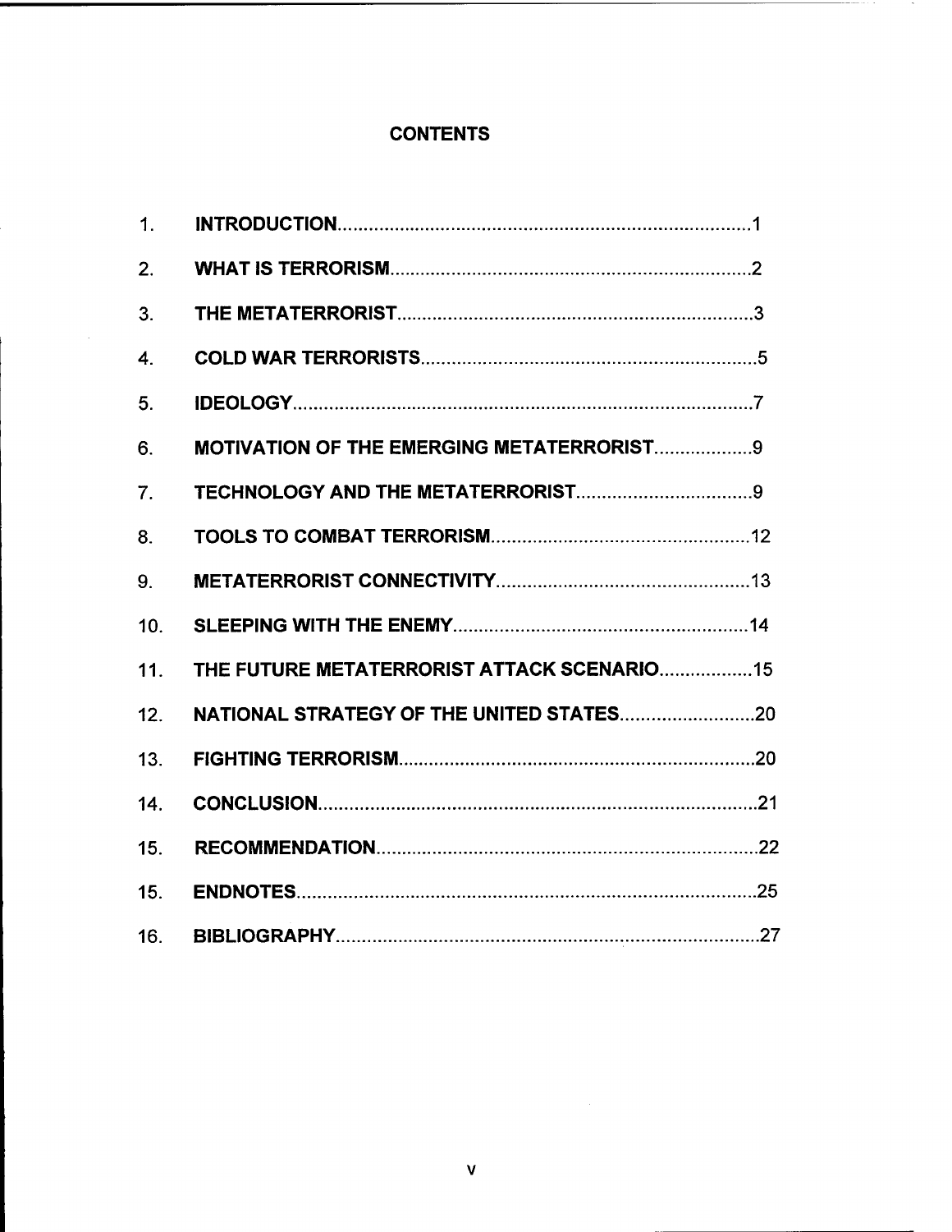## CONTENTS

1. **INTRODUCTION**.....................................................................................1
2. **WHAT IS TERRORISM**...........................................................................2
3. **THE METATERRORIST**..........................................................................3
4. **COLD WAR TERRORISTS**.....................................................................5
5. **IDEOLOGY**..............................................................................................7
6. **MOTIVATION OF THE EMERGING METATERRORIST**........................9
7. **TECHNOLOGY AND THE METATERRORIST**.......................................9
8. **TOOLS TO COMBAT TERRORISM**......................................................12
9. **METATERRORIST CONNECTIVITY**....................................................13
10. **SLEEPING WITH THE ENEMY**...........................................................14
11. **THE FUTURE METATERRORIST ATTACK SCENARIO**.....................15
12. **NATIONAL STRATEGY OF THE UNITED STATES**.............................20
13. **FIGHTING TERRORISM**.......................................................................20
14. **CONCLUSION**.......................................................................................21
15. **RECOMMENDATION**............................................................................22
15. **ENDNOTES**...........................................................................................25
16. **BIBLIOGRAPHY**....................................................................................27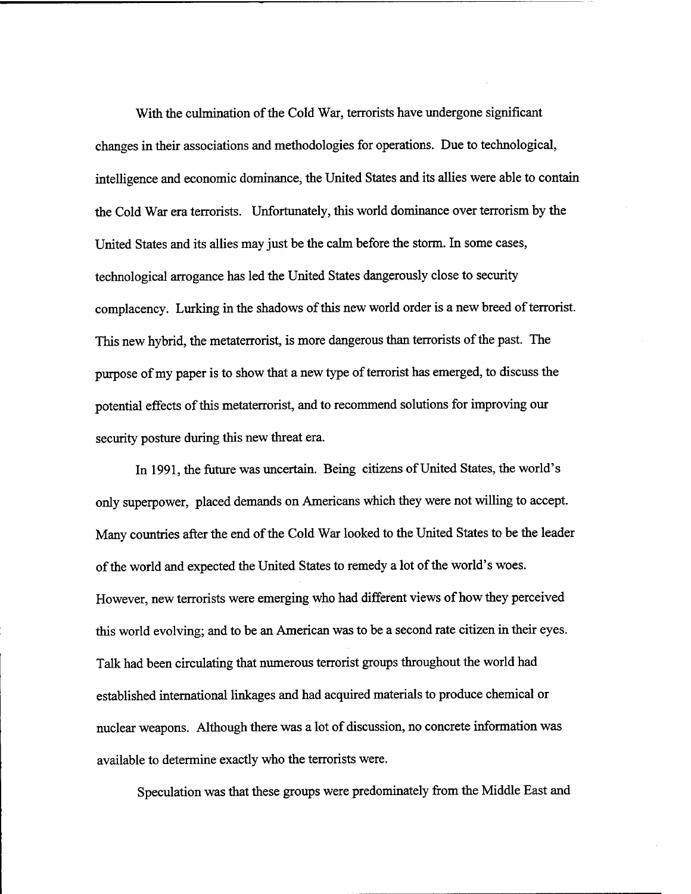With the culmination of the Cold War, terrorists have undergone significant changes in their associations and methodologies for operations. Due to technological, intelligence and economic dominance, the United States and its allies were able to contain the Cold War era terrorists. Unfortunately, this world dominance over terrorism by the United States and its allies may just be the calm before the storm. In some cases, technological arrogance has led the United States dangerously close to security complacency. Lurking in the shadows of this new world order is a new breed of terrorist. This new hybrid, the metaterrorist, is more dangerous than terrorists of the past. The purpose of my paper is to show that a new type of terrorist has emerged, to discuss the potential effects of this metaterrorist, and to recommend solutions for improving our security posture during this new threat era.

In 1991, the future was uncertain. Being citizens of United States, the world's only superpower, placed demands on Americans which they were not willing to accept. Many countries after the end of the Cold War looked to the United States to be the leader of the world and expected the United States to remedy a lot of the world's woes. However, new terrorists were emerging who had different views of how they perceived this world evolving; and to be an American was to be a second rate citizen in their eyes. Talk had been circulating that numerous terrorist groups throughout the world had established international linkages and had acquired materials to produce chemical or nuclear weapons. Although there was a lot of discussion, no concrete information was available to determine exactly who the terrorists were.

Speculation was that these groups were predominately from the Middle East and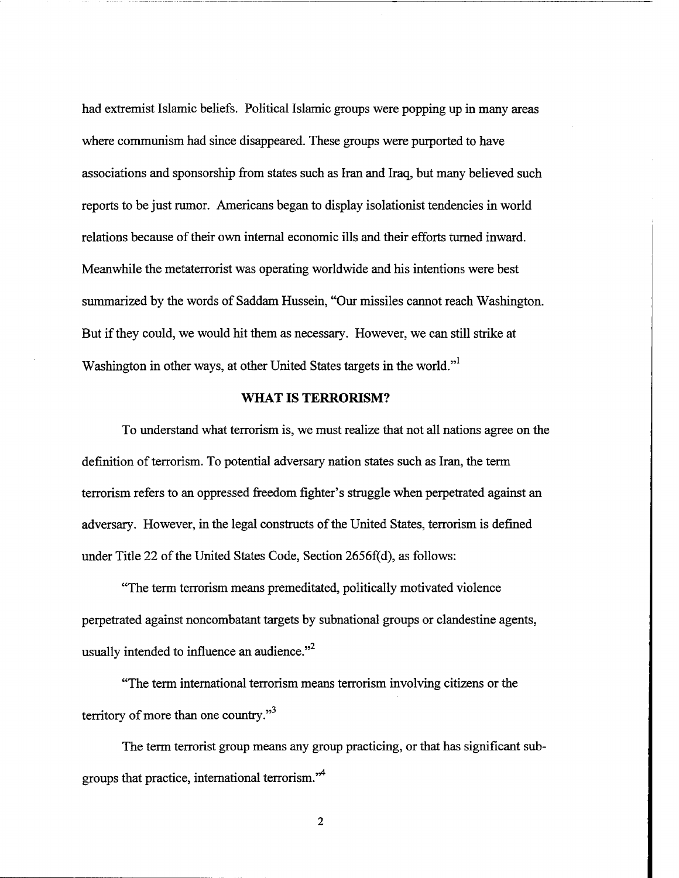had extremist Islamic beliefs. Political Islamic groups were popping up in many areas where communism had since disappeared. These groups were purported to have associations and sponsorship from states such as Iran and Iraq, but many believed such reports to be just rumor. Americans began to display isolationist tendencies in world relations because of their own internal economic ills and their efforts turned inward. Meanwhile the metaterrorist was operating worldwide and his intentions were best summarized by the words of Saddam Hussein, "Our missiles cannot reach Washington. But if they could, we would hit them as necessary. However, we can still strike at Washington in other ways, at other United States targets in the world."[1]

## WHAT IS TERRORISM?

To understand what terrorism is, we must realize that not all nations agree on the definition of terrorism. To potential adversary nation states such as Iran, the term terrorism refers to an oppressed freedom fighter's struggle when perpetrated against an adversary. However, in the legal constructs of the United States, terrorism is defined under Title 22 of the United States Code, Section 2656f(d), as follows:

"The term terrorism means premeditated, politically motivated violence perpetrated against noncombatant targets by subnational groups or clandestine agents, usually intended to influence an audience."[2]

"The term international terrorism means terrorism involving citizens or the territory of more than one country."[3]

The term terrorist group means any group practicing, or that has significant sub-groups that practice, international terrorism."[4]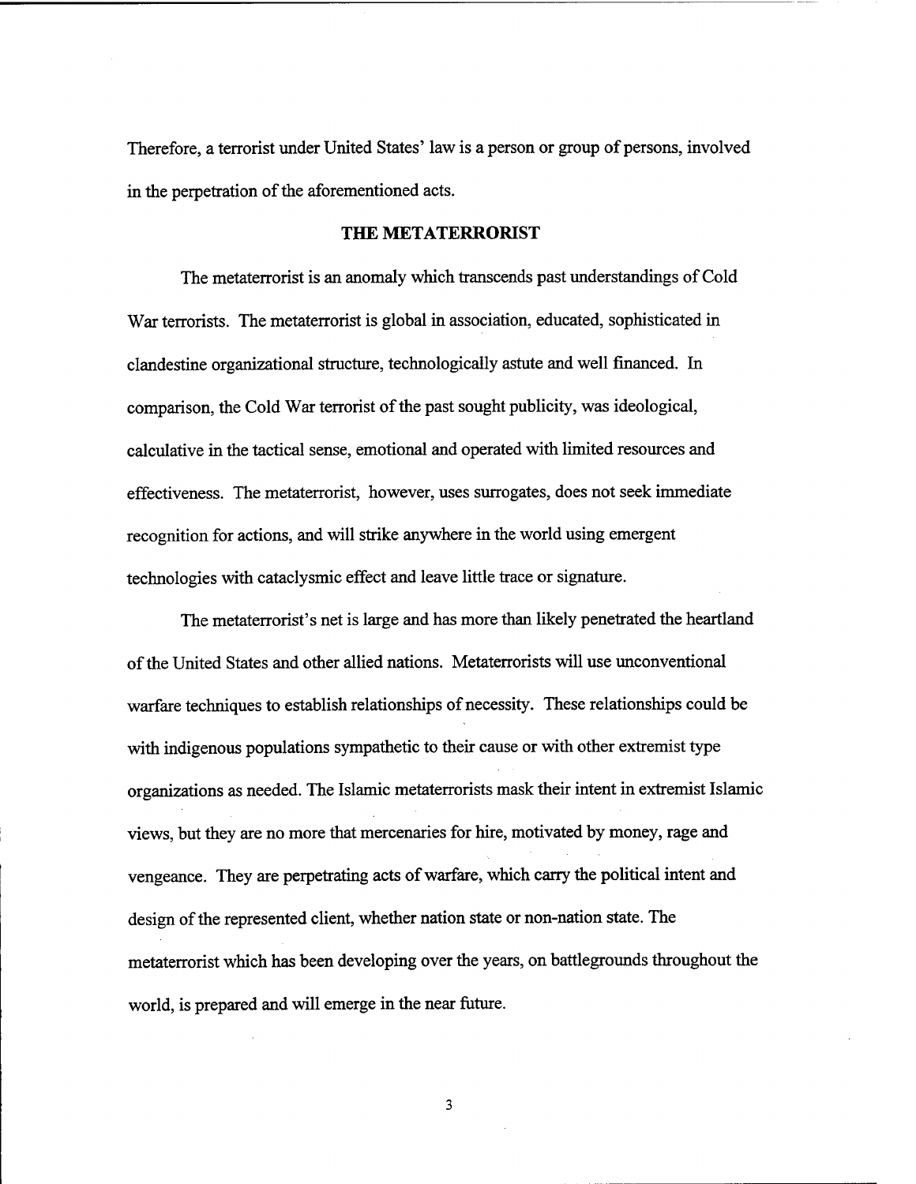Therefore, a terrorist under United States' law is a person or group of persons, involved in the perpetration of the aforementioned acts.

## THE METATERRORIST

The metaterrorist is an anomaly which transcends past understandings of Cold War terrorists. The metaterrorist is global in association, educated, sophisticated in clandestine organizational structure, technologically astute and well financed. In comparison, the Cold War terrorist of the past sought publicity, was ideological, calculative in the tactical sense, emotional and operated with limited resources and effectiveness. The metaterrorist, however, uses surrogates, does not seek immediate recognition for actions, and will strike anywhere in the world using emergent technologies with cataclysmic effect and leave little trace or signature.

The metaterrorist's net is large and has more than likely penetrated the heartland of the United States and other allied nations. Metaterrorists will use unconventional warfare techniques to establish relationships of necessity. These relationships could be with indigenous populations sympathetic to their cause or with other extremist type organizations as needed. The Islamic metaterrorists mask their intent in extremist Islamic views, but they are no more that mercenaries for hire, motivated by money, rage and vengeance. They are perpetrating acts of warfare, which carry the political intent and design of the represented client, whether nation state or non-nation state. The metaterrorist which has been developing over the years, on battlegrounds throughout the world, is prepared and will emerge in the near future.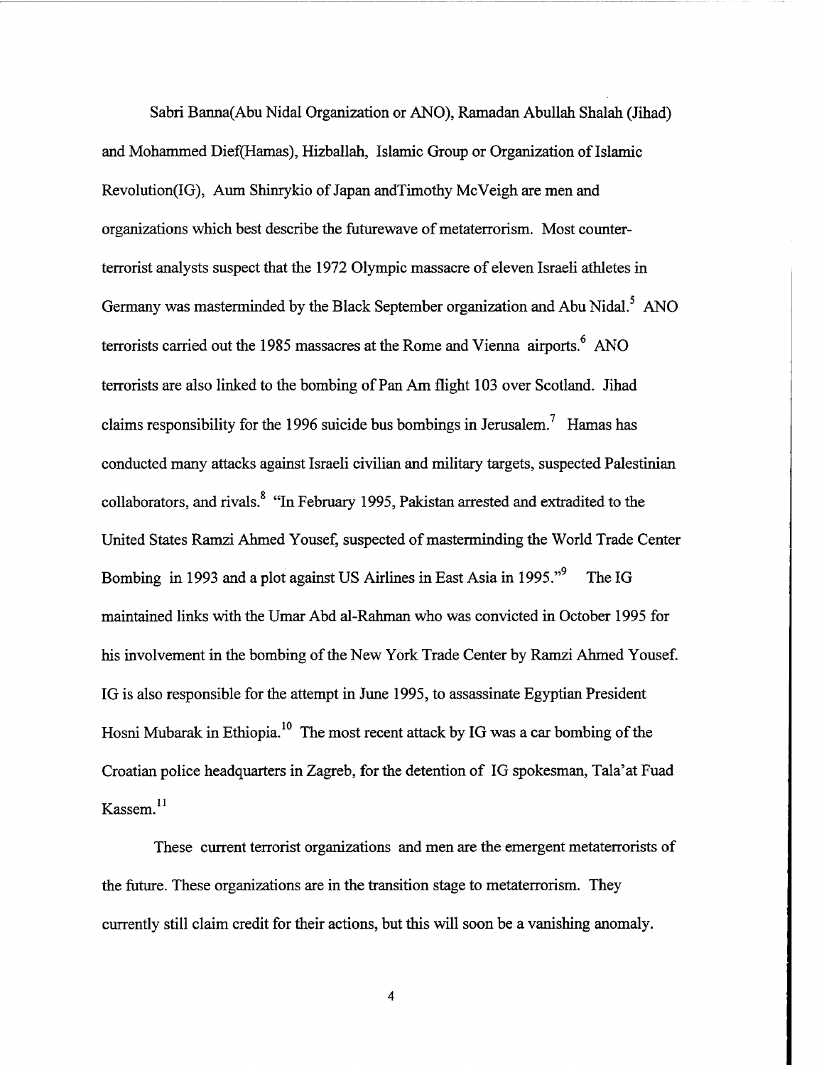Sabri Banna(Abu Nidal Organization or ANO), Ramadan Abullah Shalah (Jihad) and Mohammed Dief(Hamas), Hizballah, Islamic Group or Organization of Islamic Revolution(IG), Aum Shinrykio of Japan andTimothy McVeigh are men and organizations which best describe the futurewave of metaterrorism. Most counter-terrorist analysts suspect that the 1972 Olympic massacre of eleven Israeli athletes in Germany was masterminded by the Black September organization and Abu Nidal.[5] ANO terrorists carried out the 1985 massacres at the Rome and Vienna airports.[6] ANO terrorists are also linked to the bombing of Pan Am flight 103 over Scotland. Jihad claims responsibility for the 1996 suicide bus bombings in Jerusalem.[7] Hamas has conducted many attacks against Israeli civilian and military targets, suspected Palestinian collaborators, and rivals.[8] "In February 1995, Pakistan arrested and extradited to the United States Ramzi Ahmed Yousef, suspected of masterminding the World Trade Center Bombing in 1993 and a plot against US Airlines in East Asia in 1995."[9] The IG maintained links with the Umar Abd al-Rahman who was convicted in October 1995 for his involvement in the bombing of the New York Trade Center by Ramzi Ahmed Yousef. IG is also responsible for the attempt in June 1995, to assassinate Egyptian President Hosni Mubarak in Ethiopia.[10] The most recent attack by IG was a car bombing of the Croatian police headquarters in Zagreb, for the detention of IG spokesman, Tala'at Fuad Kassem.[11]

These current terrorist organizations and men are the emergent metaterrorists of the future. These organizations are in the transition stage to metaterrorism. They currently still claim credit for their actions, but this will soon be a vanishing anomaly.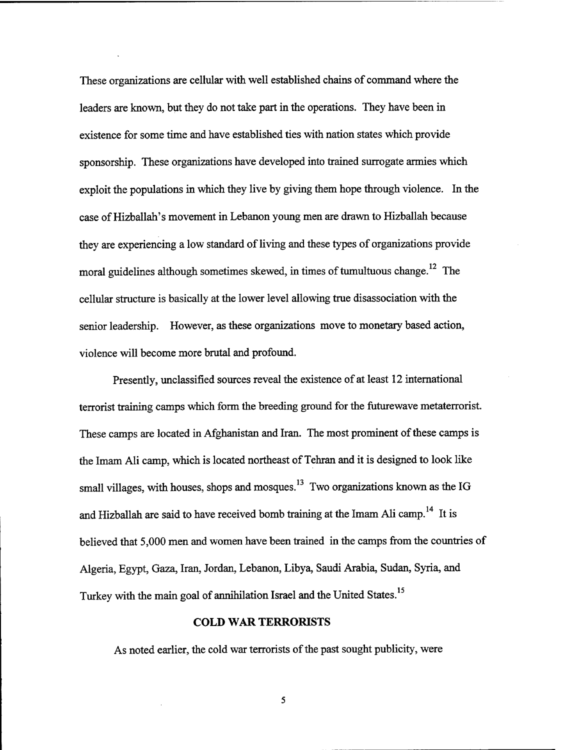These organizations are cellular with well established chains of command where the leaders are known, but they do not take part in the operations. They have been in existence for some time and have established ties with nation states which provide sponsorship. These organizations have developed into trained surrogate armies which exploit the populations in which they live by giving them hope through violence. In the case of Hizballah's movement in Lebanon young men are drawn to Hizballah because they are experiencing a low standard of living and these types of organizations provide moral guidelines although sometimes skewed, in times of tumultuous change.[12] The cellular structure is basically at the lower level allowing true disassociation with the senior leadership. However, as these organizations move to monetary based action, violence will become more brutal and profound.

Presently, unclassified sources reveal the existence of at least 12 international terrorist training camps which form the breeding ground for the futurewave metaterrorist. These camps are located in Afghanistan and Iran. The most prominent of these camps is the Imam Ali camp, which is located northeast of Tehran and it is designed to look like small villages, with houses, shops and mosques.[13] Two organizations known as the IG and Hizballah are said to have received bomb training at the Imam Ali camp.[14] It is believed that 5,000 men and women have been trained in the camps from the countries of Algeria, Egypt, Gaza, Iran, Jordan, Lebanon, Libya, Saudi Arabia, Sudan, Syria, and Turkey with the main goal of annihilation Israel and the United States.[15]

## COLD WAR TERRORISTS

As noted earlier, the cold war terrorists of the past sought publicity, were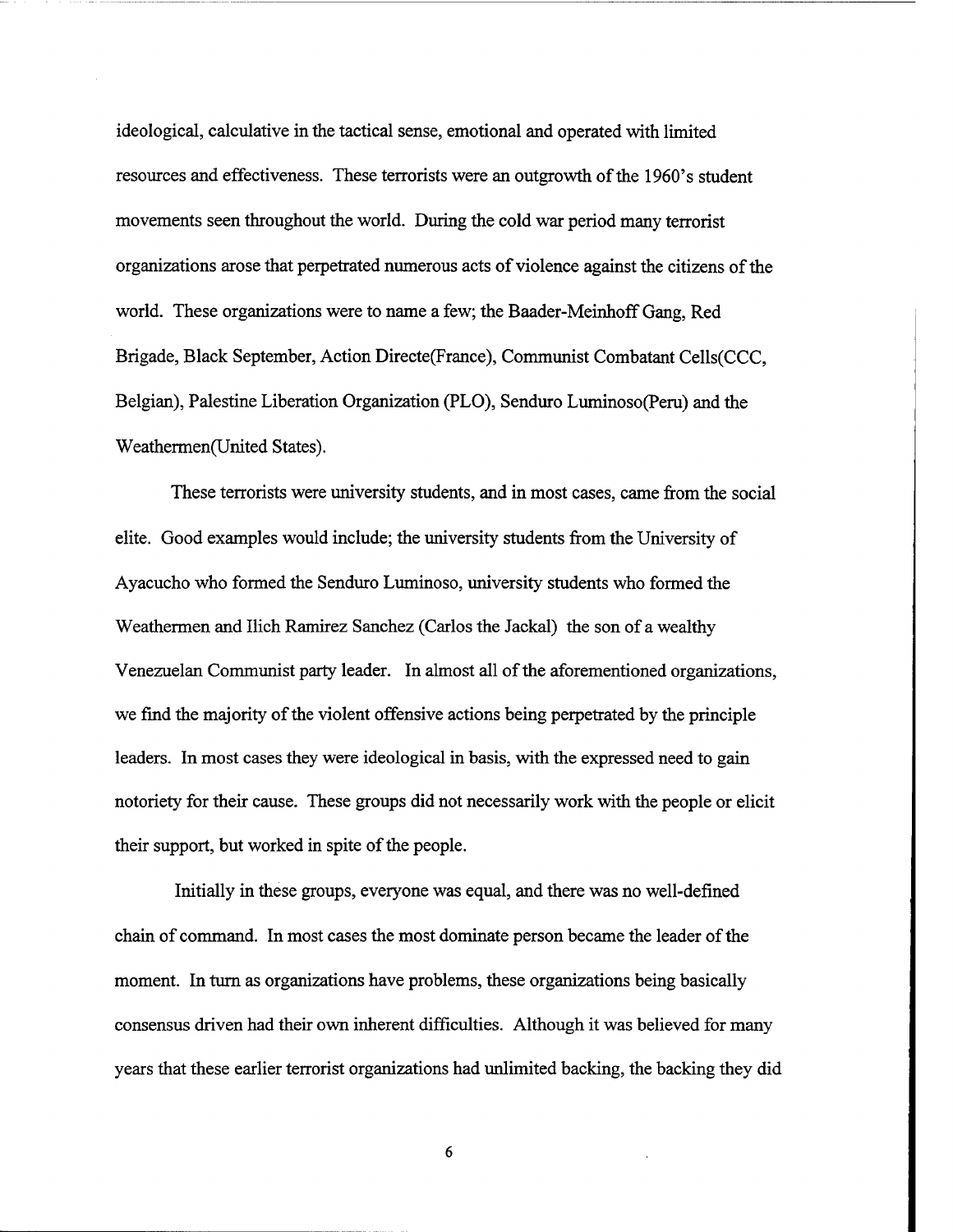ideological, calculative in the tactical sense, emotional and operated with limited resources and effectiveness. These terrorists were an outgrowth of the 1960's student movements seen throughout the world. During the cold war period many terrorist organizations arose that perpetrated numerous acts of violence against the citizens of the world. These organizations were to name a few; the Baader-Meinhoff Gang, Red Brigade, Black September, Action Directe(France), Communist Combatant Cells(CCC, Belgian), Palestine Liberation Organization (PLO), Senduro Luminoso(Peru) and the Weathermen(United States).

These terrorists were university students, and in most cases, came from the social elite. Good examples would include; the university students from the University of Ayacucho who formed the Senduro Luminoso, university students who formed the Weathermen and Ilich Ramirez Sanchez (Carlos the Jackal) the son of a wealthy Venezuelan Communist party leader. In almost all of the aforementioned organizations, we find the majority of the violent offensive actions being perpetrated by the principle leaders. In most cases they were ideological in basis, with the expressed need to gain notoriety for their cause. These groups did not necessarily work with the people or elicit their support, but worked in spite of the people.

Initially in these groups, everyone was equal, and there was no well-defined chain of command. In most cases the most dominate person became the leader of the moment. In turn as organizations have problems, these organizations being basically consensus driven had their own inherent difficulties. Although it was believed for many years that these earlier terrorist organizations had unlimited backing, the backing they did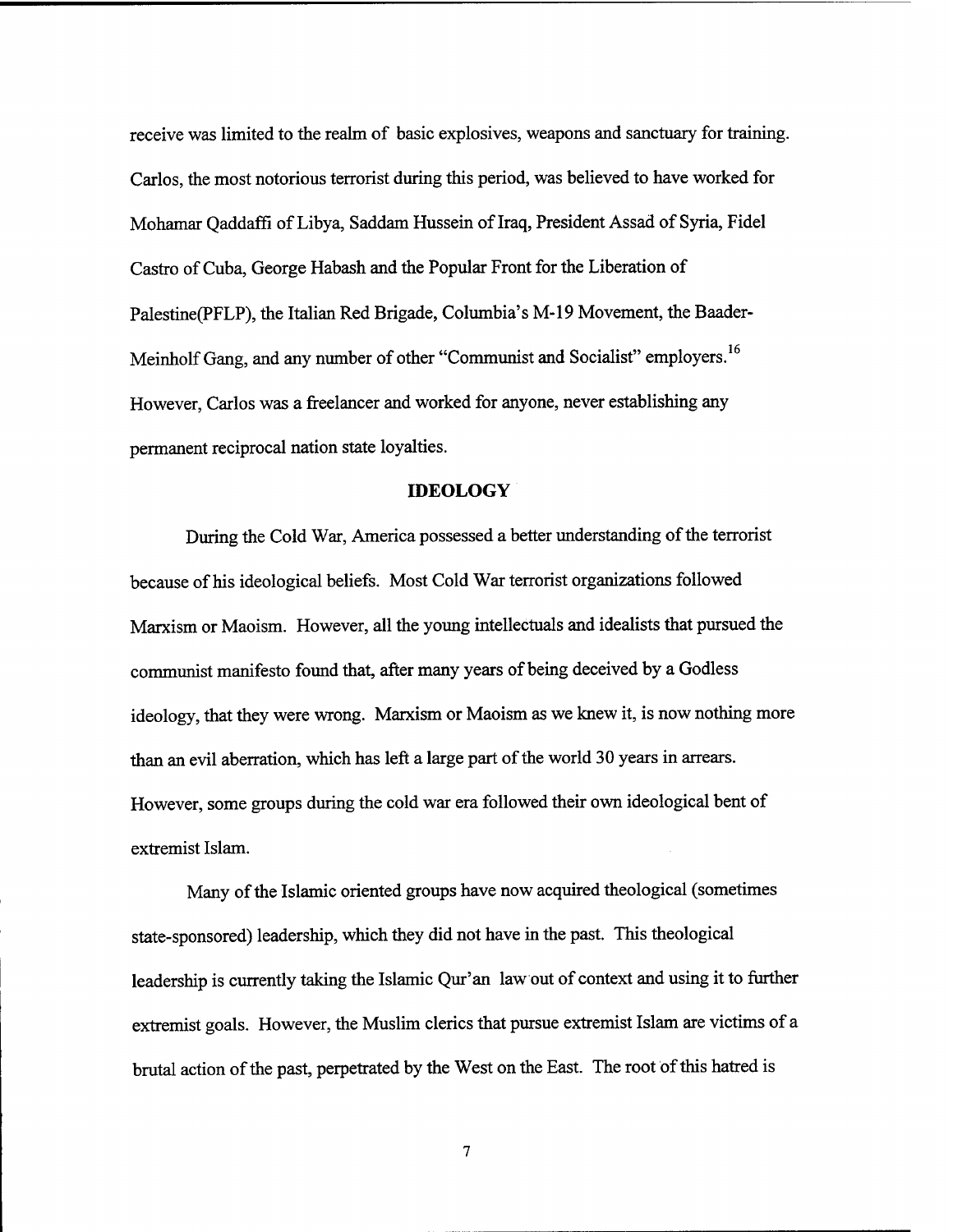receive was limited to the realm of basic explosives, weapons and sanctuary for training. Carlos, the most notorious terrorist during this period, was believed to have worked for Mohamar Qaddaffi of Libya, Saddam Hussein of Iraq, President Assad of Syria, Fidel Castro of Cuba, George Habash and the Popular Front for the Liberation of Palestine(PFLP), the Italian Red Brigade, Columbia's M-19 Movement, the Baader-Meinholf Gang, and any number of other "Communist and Socialist" employers.[16] However, Carlos was a freelancer and worked for anyone, never establishing any permanent reciprocal nation state loyalties.

## IDEOLOGY

During the Cold War, America possessed a better understanding of the terrorist because of his ideological beliefs. Most Cold War terrorist organizations followed Marxism or Maoism. However, all the young intellectuals and idealists that pursued the communist manifesto found that, after many years of being deceived by a Godless ideology, that they were wrong. Marxism or Maoism as we knew it, is now nothing more than an evil aberration, which has left a large part of the world 30 years in arrears. However, some groups during the cold war era followed their own ideological bent of extremist Islam.

Many of the Islamic oriented groups have now acquired theological (sometimes state-sponsored) leadership, which they did not have in the past. This theological leadership is currently taking the Islamic Qur'an law out of context and using it to further extremist goals. However, the Muslim clerics that pursue extremist Islam are victims of a brutal action of the past, perpetrated by the West on the East. The root of this hatred is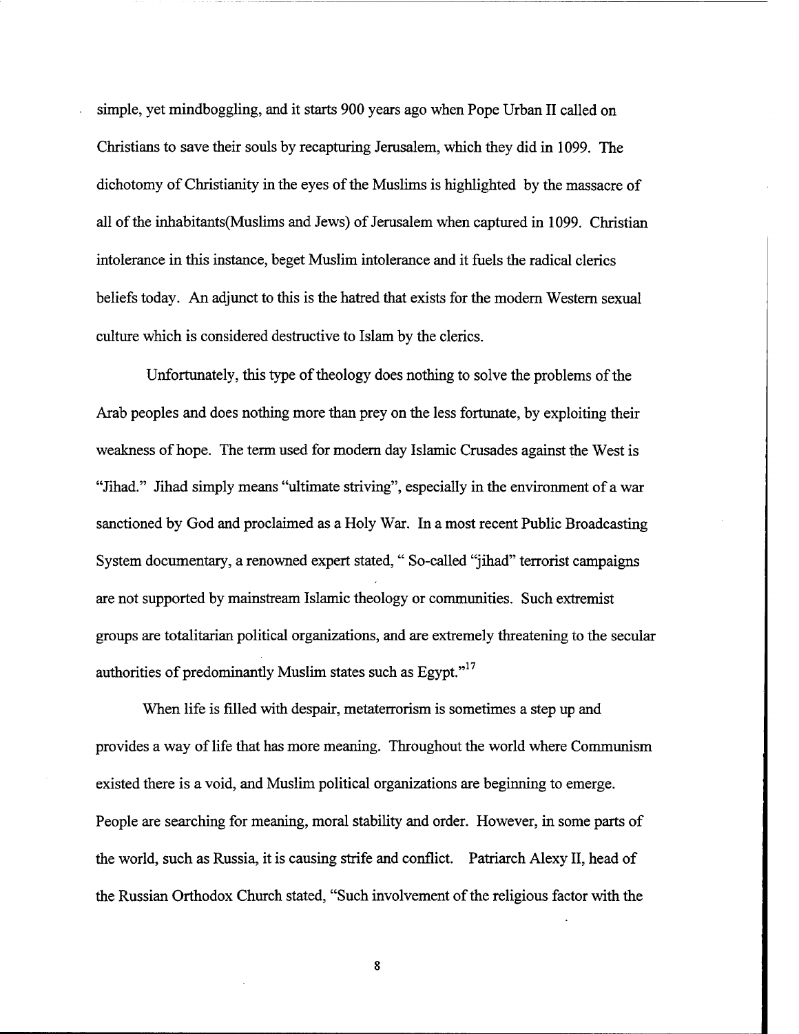simple, yet mindboggling, and it starts 900 years ago when Pope Urban II called on Christians to save their souls by recapturing Jerusalem, which they did in 1099. The dichotomy of Christianity in the eyes of the Muslims is highlighted by the massacre of all of the inhabitants(Muslims and Jews) of Jerusalem when captured in 1099. Christian intolerance in this instance, beget Muslim intolerance and it fuels the radical clerics beliefs today. An adjunct to this is the hatred that exists for the modern Western sexual culture which is considered destructive to Islam by the clerics.

Unfortunately, this type of theology does nothing to solve the problems of the Arab peoples and does nothing more than prey on the less fortunate, by exploiting their weakness of hope. The term used for modern day Islamic Crusades against the West is "Jihad." Jihad simply means "ultimate striving", especially in the environment of a war sanctioned by God and proclaimed as a Holy War. In a most recent Public Broadcasting System documentary, a renowned expert stated, " So-called "jihad" terrorist campaigns are not supported by mainstream Islamic theology or communities. Such extremist groups are totalitarian political organizations, and are extremely threatening to the secular authorities of predominantly Muslim states such as Egypt."[17]

When life is filled with despair, metaterrorism is sometimes a step up and provides a way of life that has more meaning. Throughout the world where Communism existed there is a void, and Muslim political organizations are beginning to emerge. People are searching for meaning, moral stability and order. However, in some parts of the world, such as Russia, it is causing strife and conflict. Patriarch Alexy II, head of the Russian Orthodox Church stated, "Such involvement of the religious factor with the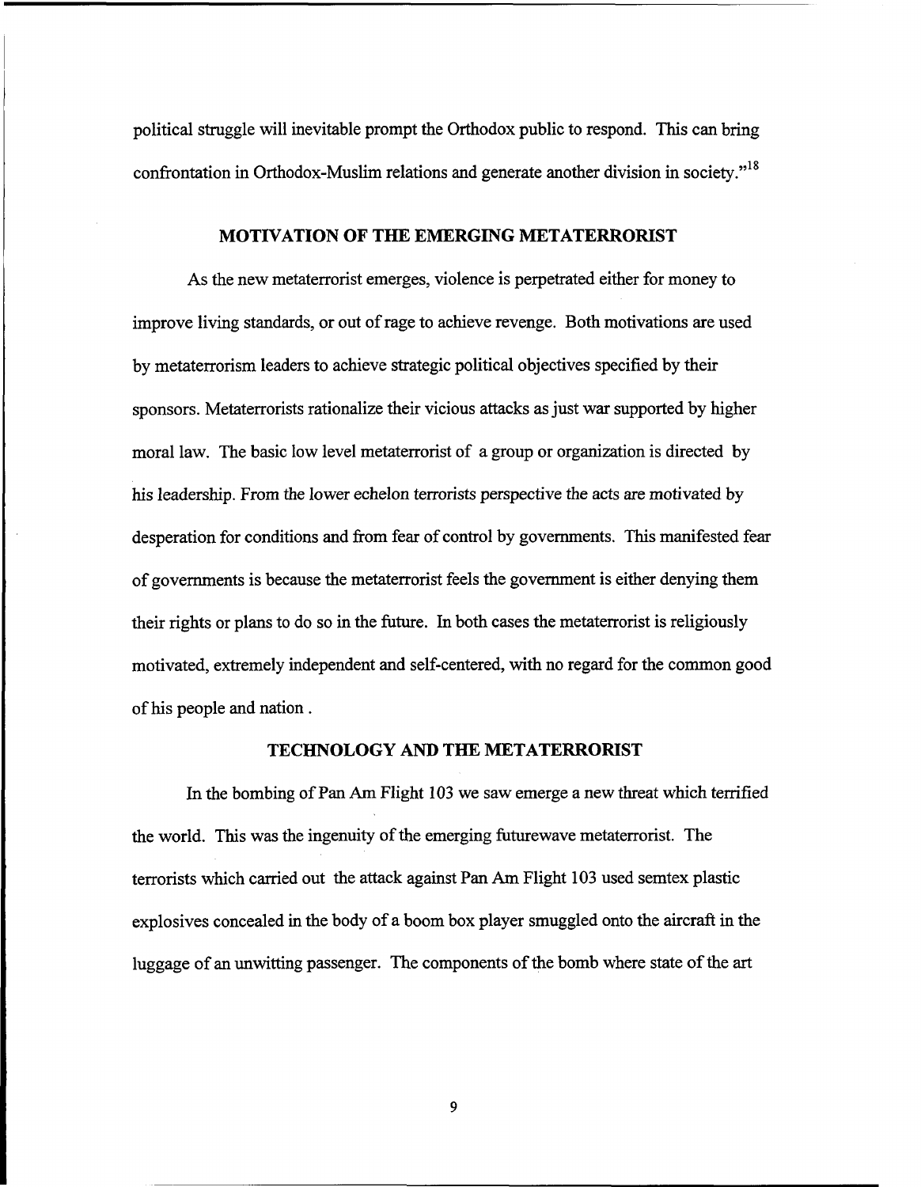political struggle will inevitable prompt the Orthodox public to respond. This can bring confrontation in Orthodox-Muslim relations and generate another division in society."[18]

## MOTIVATION OF THE EMERGING METATERRORIST

As the new metaterrorist emerges, violence is perpetrated either for money to improve living standards, or out of rage to achieve revenge. Both motivations are used by metaterrorism leaders to achieve strategic political objectives specified by their sponsors. Metaterrorists rationalize their vicious attacks as just war supported by higher moral law. The basic low level metaterrorist of a group or organization is directed by his leadership. From the lower echelon terrorists perspective the acts are motivated by desperation for conditions and from fear of control by governments. This manifested fear of governments is because the metaterrorist feels the government is either denying them their rights or plans to do so in the future. In both cases the metaterrorist is religiously motivated, extremely independent and self-centered, with no regard for the common good of his people and nation .

## TECHNOLOGY AND THE METATERRORIST

In the bombing of Pan Am Flight 103 we saw emerge a new threat which terrified the world. This was the ingenuity of the emerging futurewave metaterrorist. The terrorists which carried out the attack against Pan Am Flight 103 used semtex plastic explosives concealed in the body of a boom box player smuggled onto the aircraft in the luggage of an unwitting passenger. The components of the bomb where state of the art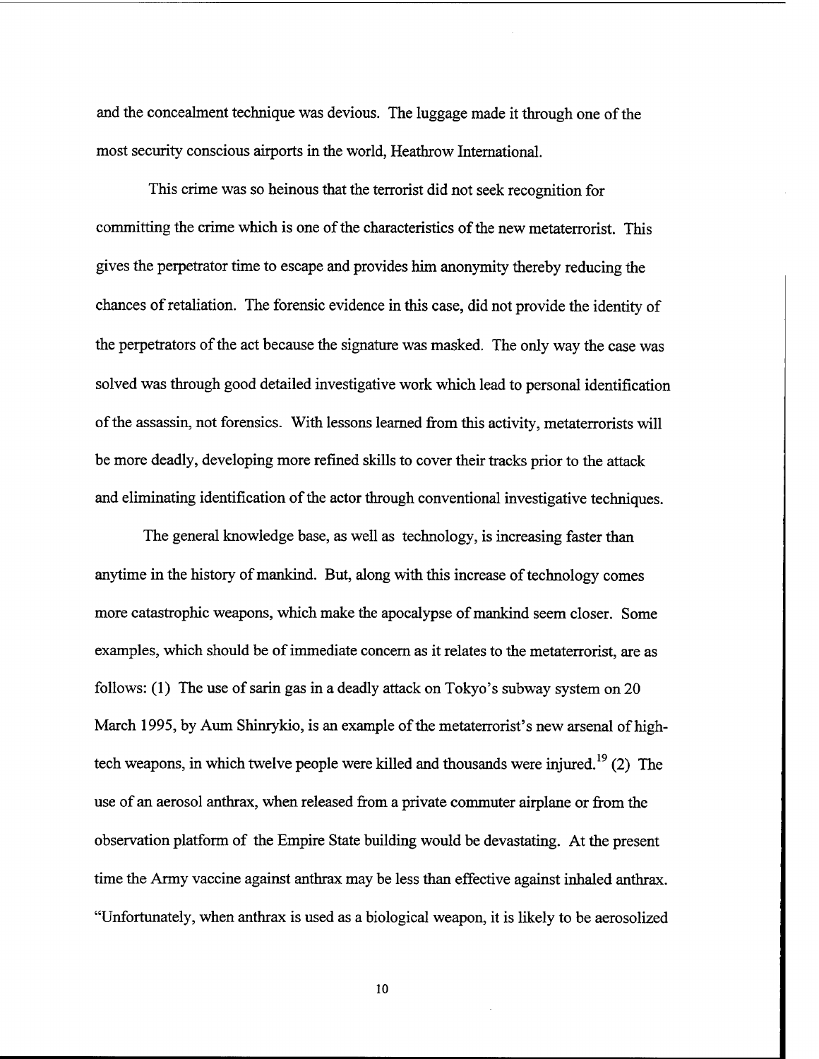and the concealment technique was devious. The luggage made it through one of the most security conscious airports in the world, Heathrow International.

This crime was so heinous that the terrorist did not seek recognition for committing the crime which is one of the characteristics of the new metaterrorist. This gives the perpetrator time to escape and provides him anonymity thereby reducing the chances of retaliation. The forensic evidence in this case, did not provide the identity of the perpetrators of the act because the signature was masked. The only way the case was solved was through good detailed investigative work which lead to personal identification of the assassin, not forensics. With lessons learned from this activity, metaterrorists will be more deadly, developing more refined skills to cover their tracks prior to the attack and eliminating identification of the actor through conventional investigative techniques.

The general knowledge base, as well as technology, is increasing faster than anytime in the history of mankind. But, along with this increase of technology comes more catastrophic weapons, which make the apocalypse of mankind seem closer. Some examples, which should be of immediate concern as it relates to the metaterrorist, are as follows: (1) The use of sarin gas in a deadly attack on Tokyo's subway system on 20 March 1995, by Aum Shinrykio, is an example of the metaterrorist's new arsenal of high-tech weapons, in which twelve people were killed and thousands were injured.[19] (2) The use of an aerosol anthrax, when released from a private commuter airplane or from the observation platform of the Empire State building would be devastating. At the present time the Army vaccine against anthrax may be less than effective against inhaled anthrax. "Unfortunately, when anthrax is used as a biological weapon, it is likely to be aerosolized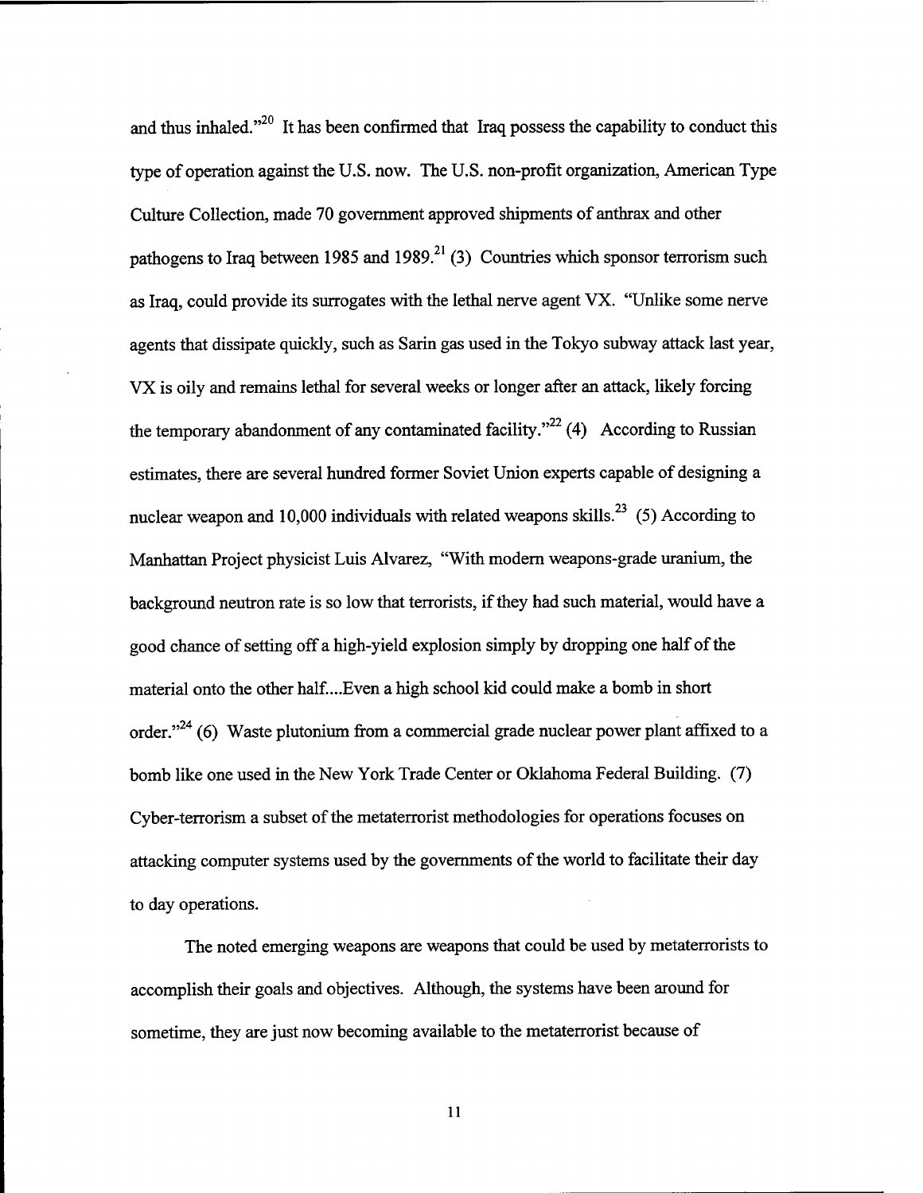and thus inhaled."[20] It has been confirmed that Iraq possess the capability to conduct this type of operation against the U.S. now. The U.S. non-profit organization, American Type Culture Collection, made 70 government approved shipments of anthrax and other pathogens to Iraq between 1985 and 1989.[21] (3) Countries which sponsor terrorism such as Iraq, could provide its surrogates with the lethal nerve agent VX. "Unlike some nerve agents that dissipate quickly, such as Sarin gas used in the Tokyo subway attack last year, VX is oily and remains lethal for several weeks or longer after an attack, likely forcing the temporary abandonment of any contaminated facility."[22] (4) According to Russian estimates, there are several hundred former Soviet Union experts capable of designing a nuclear weapon and 10,000 individuals with related weapons skills.[23] (5) According to Manhattan Project physicist Luis Alvarez, "With modern weapons-grade uranium, the background neutron rate is so low that terrorists, if they had such material, would have a good chance of setting off a high-yield explosion simply by dropping one half of the material onto the other half....Even a high school kid could make a bomb in short order."[24] (6) Waste plutonium from a commercial grade nuclear power plant affixed to a bomb like one used in the New York Trade Center or Oklahoma Federal Building. (7) Cyber-terrorism a subset of the metaterrorist methodologies for operations focuses on attacking computer systems used by the governments of the world to facilitate their day to day operations.

The noted emerging weapons are weapons that could be used by metaterrorists to accomplish their goals and objectives. Although, the systems have been around for sometime, they are just now becoming available to the metaterrorist because of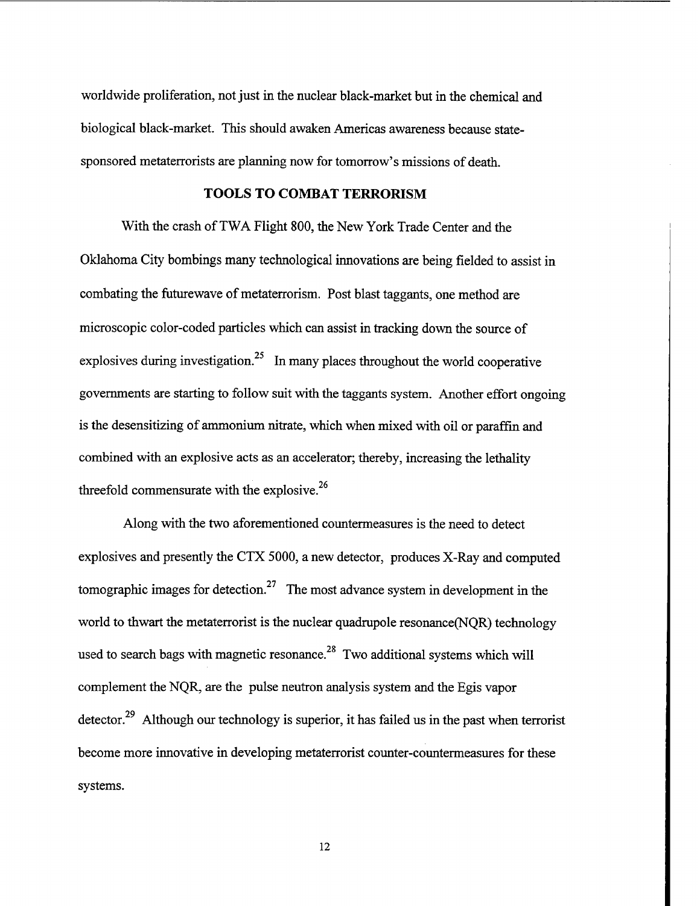worldwide proliferation, not just in the nuclear black-market but in the chemical and biological black-market. This should awaken Americas awareness because state-sponsored metaterrorists are planning now for tomorrow's missions of death.

## TOOLS TO COMBAT TERRORISM

With the crash of TWA Flight 800, the New York Trade Center and the Oklahoma City bombings many technological innovations are being fielded to assist in combating the futurewave of metaterrorism. Post blast taggants, one method are microscopic color-coded particles which can assist in tracking down the source of explosives during investigation.[25] In many places throughout the world cooperative governments are starting to follow suit with the taggants system. Another effort ongoing is the desensitizing of ammonium nitrate, which when mixed with oil or paraffin and combined with an explosive acts as an accelerator; thereby, increasing the lethality threefold commensurate with the explosive.[26]

Along with the two aforementioned countermeasures is the need to detect explosives and presently the CTX 5000, a new detector, produces X-Ray and computed tomographic images for detection.[27] The most advance system in development in the world to thwart the metaterrorist is the nuclear quadrupole resonance(NQR) technology used to search bags with magnetic resonance.[28] Two additional systems which will complement the NQR, are the pulse neutron analysis system and the Egis vapor detector.[29] Although our technology is superior, it has failed us in the past when terrorist become more innovative in developing metaterrorist counter-countermeasures for these systems.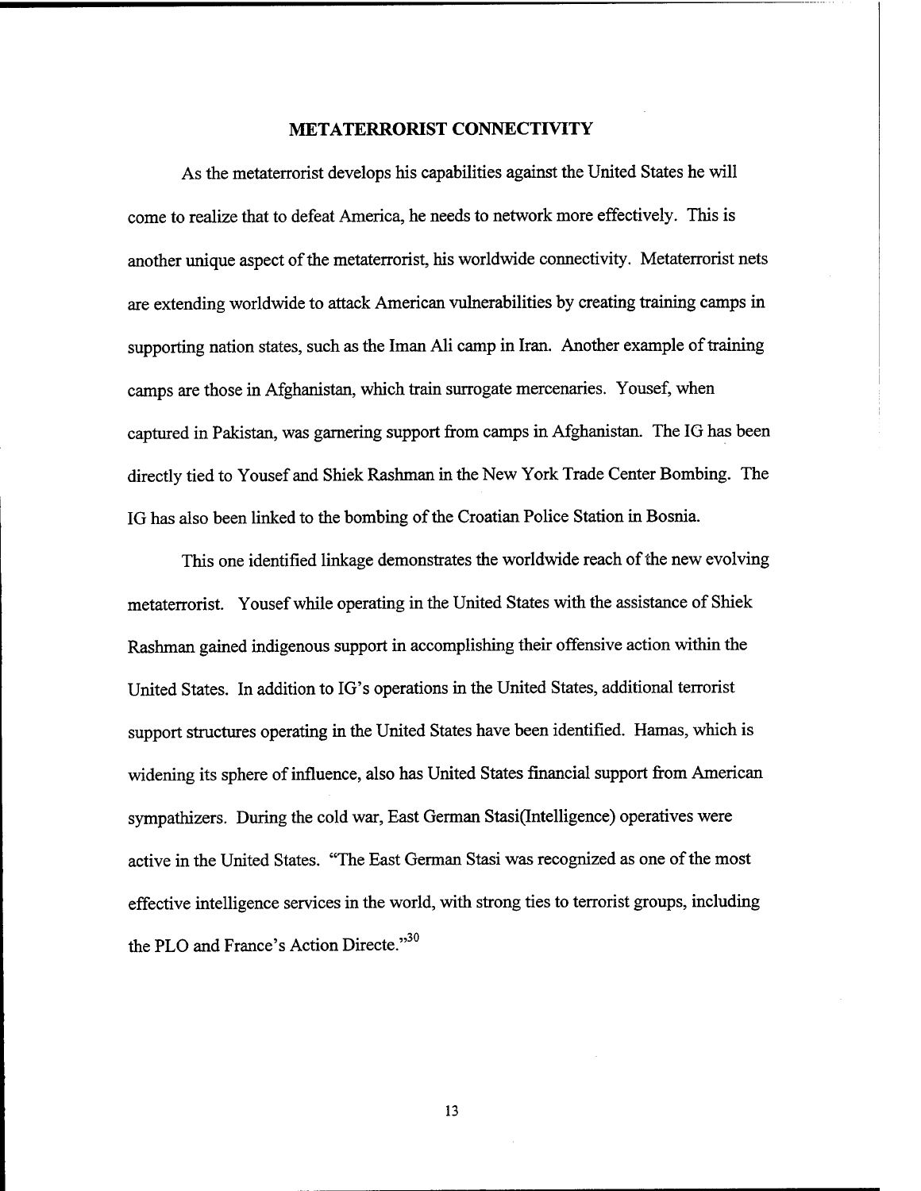## METATERRORIST CONNECTIVITY

As the metaterrorist develops his capabilities against the United States he will come to realize that to defeat America, he needs to network more effectively. This is another unique aspect of the metaterrorist, his worldwide connectivity. Metaterrorist nets are extending worldwide to attack American vulnerabilities by creating training camps in supporting nation states, such as the Iman Ali camp in Iran. Another example of training camps are those in Afghanistan, which train surrogate mercenaries. Yousef, when captured in Pakistan, was garnering support from camps in Afghanistan. The IG has been directly tied to Yousef and Shiek Rashman in the New York Trade Center Bombing. The IG has also been linked to the bombing of the Croatian Police Station in Bosnia.

This one identified linkage demonstrates the worldwide reach of the new evolving metaterrorist. Yousef while operating in the United States with the assistance of Shiek Rashman gained indigenous support in accomplishing their offensive action within the United States. In addition to IG's operations in the United States, additional terrorist support structures operating in the United States have been identified. Hamas, which is widening its sphere of influence, also has United States financial support from American sympathizers. During the cold war, East German Stasi(Intelligence) operatives were active in the United States. "The East German Stasi was recognized as one of the most effective intelligence services in the world, with strong ties to terrorist groups, including the PLO and France's Action Directe."[30]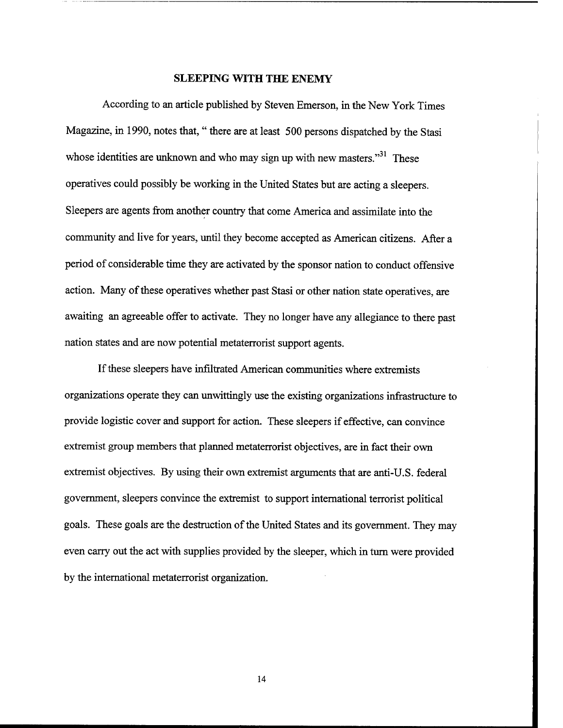## SLEEPING WITH THE ENEMY

According to an article published by Steven Emerson, in the New York Times Magazine, in 1990, notes that, " there are at least 500 persons dispatched by the Stasi whose identities are unknown and who may sign up with new masters."[31] These operatives could possibly be working in the United States but are acting a sleepers. Sleepers are agents from another country that come America and assimilate into the community and live for years, until they become accepted as American citizens. After a period of considerable time they are activated by the sponsor nation to conduct offensive action. Many of these operatives whether past Stasi or other nation state operatives, are awaiting an agreeable offer to activate. They no longer have any allegiance to there past nation states and are now potential metaterrorist support agents.

If these sleepers have infiltrated American communities where extremists organizations operate they can unwittingly use the existing organizations infrastructure to provide logistic cover and support for action. These sleepers if effective, can convince extremist group members that planned metaterrorist objectives, are in fact their own extremist objectives. By using their own extremist arguments that are anti-U.S. federal government, sleepers convince the extremist to support international terrorist political goals. These goals are the destruction of the United States and its government. They may even carry out the act with supplies provided by the sleeper, which in turn were provided by the international metaterrorist organization.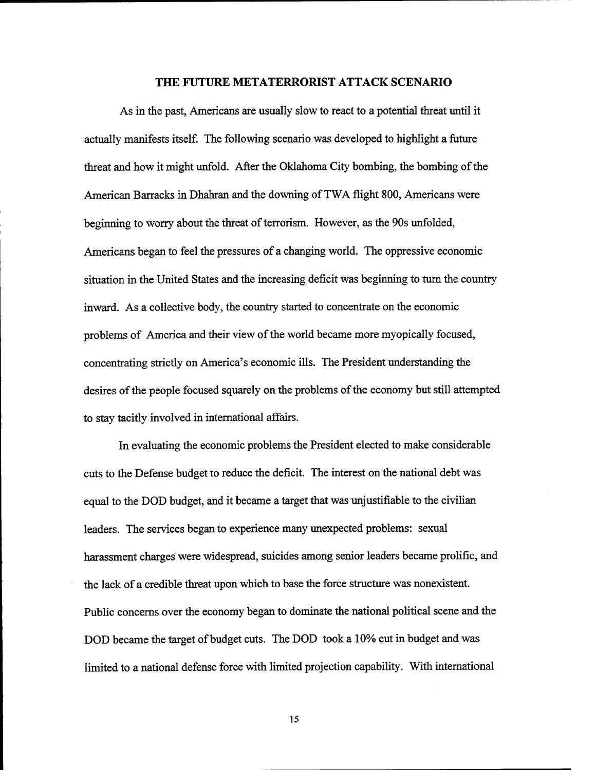## THE FUTURE METATERRORIST ATTACK SCENARIO

As in the past, Americans are usually slow to react to a potential threat until it actually manifests itself. The following scenario was developed to highlight a future threat and how it might unfold. After the Oklahoma City bombing, the bombing of the American Barracks in Dhahran and the downing of TWA flight 800, Americans were beginning to worry about the threat of terrorism. However, as the 90s unfolded, Americans began to feel the pressures of a changing world. The oppressive economic situation in the United States and the increasing deficit was beginning to turn the country inward. As a collective body, the country started to concentrate on the economic problems of America and their view of the world became more myopically focused, concentrating strictly on America's economic ills. The President understanding the desires of the people focused squarely on the problems of the economy but still attempted to stay tacitly involved in international affairs.

In evaluating the economic problems the President elected to make considerable cuts to the Defense budget to reduce the deficit. The interest on the national debt was equal to the DOD budget, and it became a target that was unjustifiable to the civilian leaders. The services began to experience many unexpected problems: sexual harassment charges were widespread, suicides among senior leaders became prolific, and the lack of a credible threat upon which to base the force structure was nonexistent. Public concerns over the economy began to dominate the national political scene and the DOD became the target of budget cuts. The DOD took a 10% cut in budget and was limited to a national defense force with limited projection capability. With international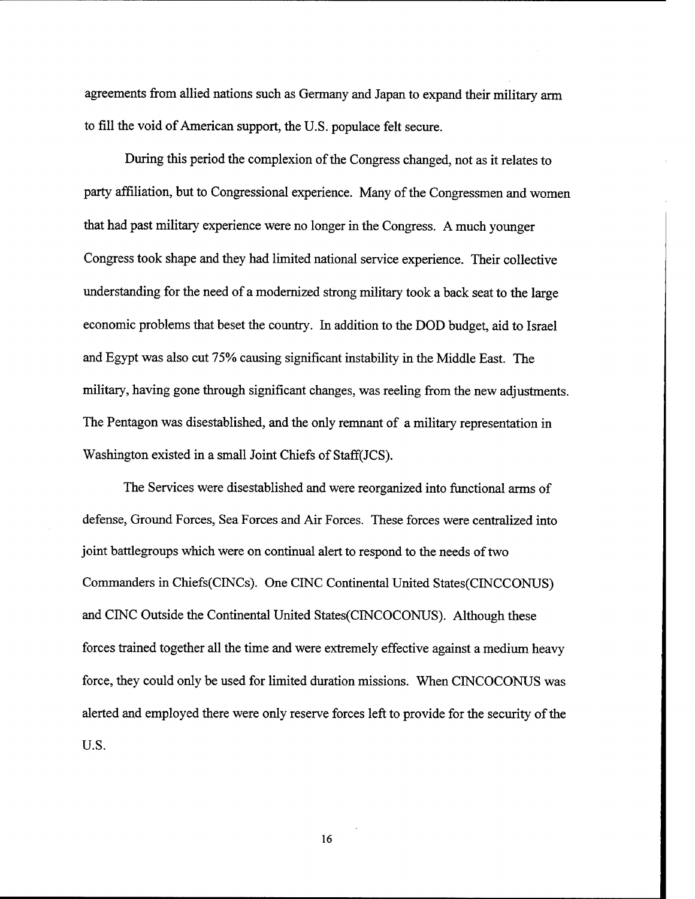agreements from allied nations such as Germany and Japan to expand their military arm to fill the void of American support, the U.S. populace felt secure.

During this period the complexion of the Congress changed, not as it relates to party affiliation, but to Congressional experience. Many of the Congressmen and women that had past military experience were no longer in the Congress. A much younger Congress took shape and they had limited national service experience. Their collective understanding for the need of a modernized strong military took a back seat to the large economic problems that beset the country. In addition to the DOD budget, aid to Israel and Egypt was also cut 75% causing significant instability in the Middle East. The military, having gone through significant changes, was reeling from the new adjustments. The Pentagon was disestablished, and the only remnant of a military representation in Washington existed in a small Joint Chiefs of Staff(JCS).

The Services were disestablished and were reorganized into functional arms of defense, Ground Forces, Sea Forces and Air Forces. These forces were centralized into joint battlegroups which were on continual alert to respond to the needs of two Commanders in Chiefs(CINCs). One CINC Continental United States(CINCCONUS) and CINC Outside the Continental United States(CINCOCONUS). Although these forces trained together all the time and were extremely effective against a medium heavy force, they could only be used for limited duration missions. When CINCOCONUS was alerted and employed there were only reserve forces left to provide for the security of the U.S.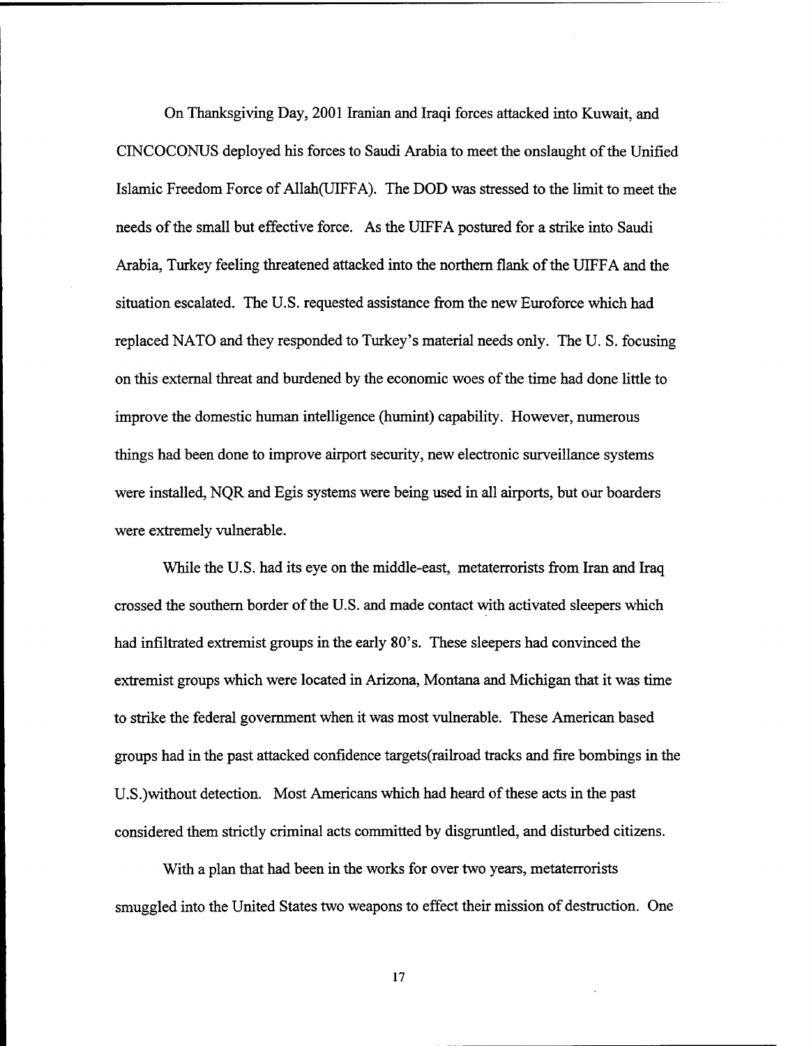On Thanksgiving Day, 2001 Iranian and Iraqi forces attacked into Kuwait, and CINCOCONUS deployed his forces to Saudi Arabia to meet the onslaught of the Unified Islamic Freedom Force of Allah(UIFFA). The DOD was stressed to the limit to meet the needs of the small but effective force. As the UIFFA postured for a strike into Saudi Arabia, Turkey feeling threatened attacked into the northern flank of the UIFFA and the situation escalated. The U.S. requested assistance from the new Euroforce which had replaced NATO and they responded to Turkey's material needs only. The U. S. focusing on this external threat and burdened by the economic woes of the time had done little to improve the domestic human intelligence (humint) capability. However, numerous things had been done to improve airport security, new electronic surveillance systems were installed, NQR and Egis systems were being used in all airports, but our boarders were extremely vulnerable.

While the U.S. had its eye on the middle-east, metaterrorists from Iran and Iraq crossed the southern border of the U.S. and made contact with activated sleepers which had infiltrated extremist groups in the early 80's. These sleepers had convinced the extremist groups which were located in Arizona, Montana and Michigan that it was time to strike the federal government when it was most vulnerable. These American based groups had in the past attacked confidence targets(railroad tracks and fire bombings in the U.S.)without detection. Most Americans which had heard of these acts in the past considered them strictly criminal acts committed by disgruntled, and disturbed citizens.

With a plan that had been in the works for over two years, metaterrorists smuggled into the United States two weapons to effect their mission of destruction. One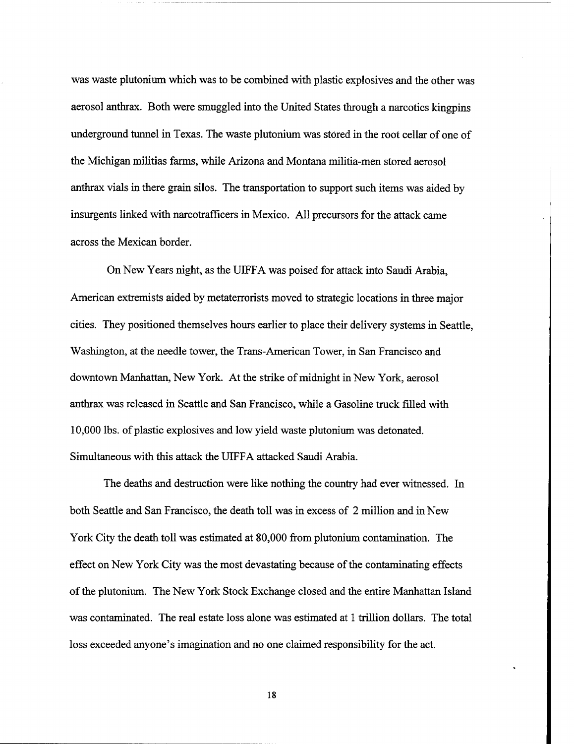was waste plutonium which was to be combined with plastic explosives and the other was aerosol anthrax. Both were smuggled into the United States through a narcotics kingpins underground tunnel in Texas. The waste plutonium was stored in the root cellar of one of the Michigan militias farms, while Arizona and Montana militia-men stored aerosol anthrax vials in there grain silos. The transportation to support such items was aided by insurgents linked with narcotrafficers in Mexico. All precursors for the attack came across the Mexican border.

On New Years night, as the UIFFA was poised for attack into Saudi Arabia, American extremists aided by metaterrorists moved to strategic locations in three major cities. They positioned themselves hours earlier to place their delivery systems in Seattle, Washington, at the needle tower, the Trans-American Tower, in San Francisco and downtown Manhattan, New York. At the strike of midnight in New York, aerosol anthrax was released in Seattle and San Francisco, while a Gasoline truck filled with 10,000 lbs. of plastic explosives and low yield waste plutonium was detonated. Simultaneous with this attack the UIFFA attacked Saudi Arabia.

The deaths and destruction were like nothing the country had ever witnessed. In both Seattle and San Francisco, the death toll was in excess of 2 million and in New York City the death toll was estimated at 80,000 from plutonium contamination. The effect on New York City was the most devastating because of the contaminating effects of the plutonium. The New York Stock Exchange closed and the entire Manhattan Island was contaminated. The real estate loss alone was estimated at 1 trillion dollars. The total loss exceeded anyone's imagination and no one claimed responsibility for the act.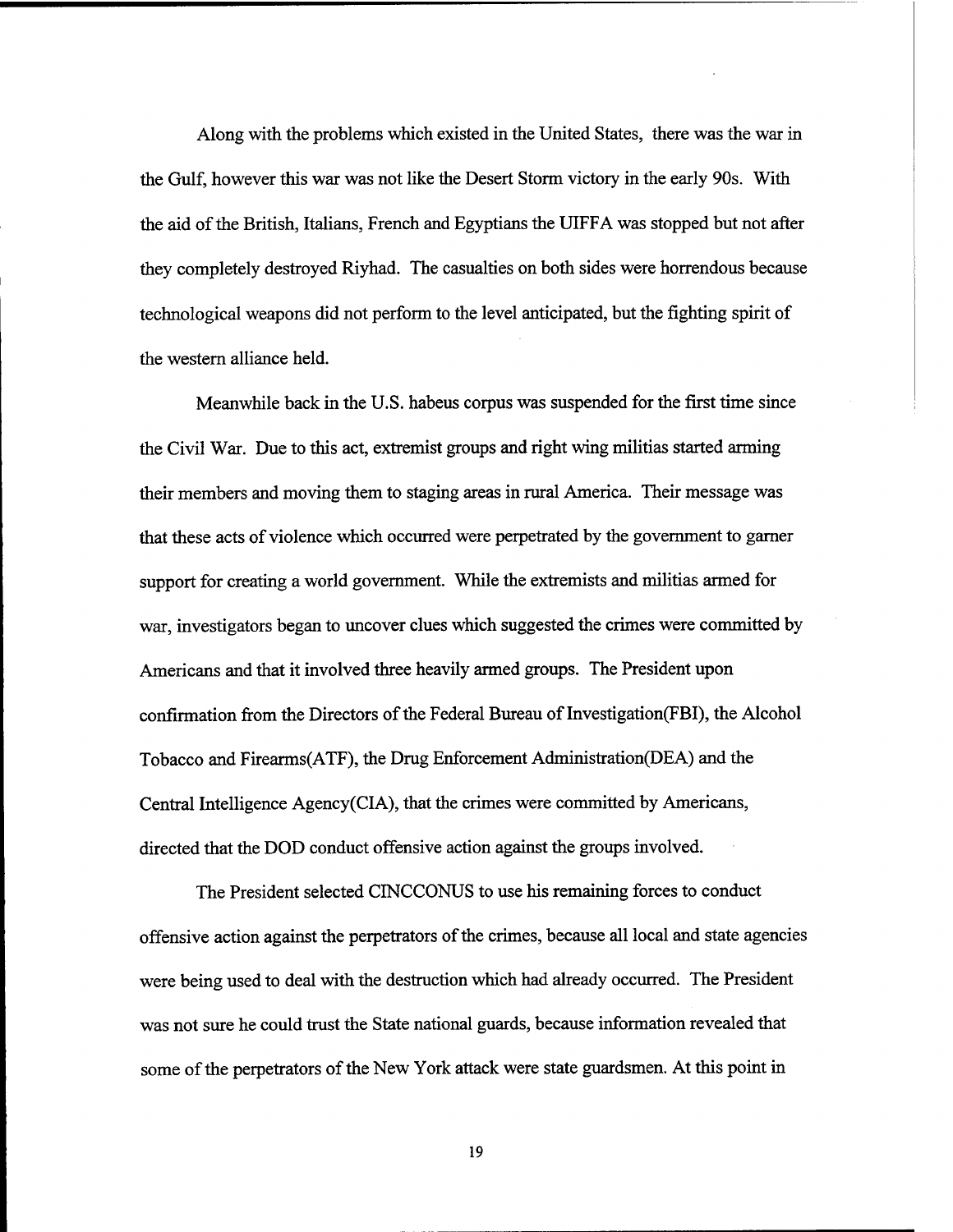Along with the problems which existed in the United States, there was the war in the Gulf, however this war was not like the Desert Storm victory in the early 90s. With the aid of the British, Italians, French and Egyptians the UIFFA was stopped but not after they completely destroyed Riyhad. The casualties on both sides were horrendous because technological weapons did not perform to the level anticipated, but the fighting spirit of the western alliance held.

Meanwhile back in the U.S. habeus corpus was suspended for the first time since the Civil War. Due to this act, extremist groups and right wing militias started arming their members and moving them to staging areas in rural America. Their message was that these acts of violence which occurred were perpetrated by the government to garner support for creating a world government. While the extremists and militias armed for war, investigators began to uncover clues which suggested the crimes were committed by Americans and that it involved three heavily armed groups. The President upon confirmation from the Directors of the Federal Bureau of Investigation(FBI), the Alcohol Tobacco and Firearms(ATF), the Drug Enforcement Administration(DEA) and the Central Intelligence Agency(CIA), that the crimes were committed by Americans, directed that the DOD conduct offensive action against the groups involved.

The President selected CINCCONUS to use his remaining forces to conduct offensive action against the perpetrators of the crimes, because all local and state agencies were being used to deal with the destruction which had already occurred. The President was not sure he could trust the State national guards, because information revealed that some of the perpetrators of the New York attack were state guardsmen. At this point in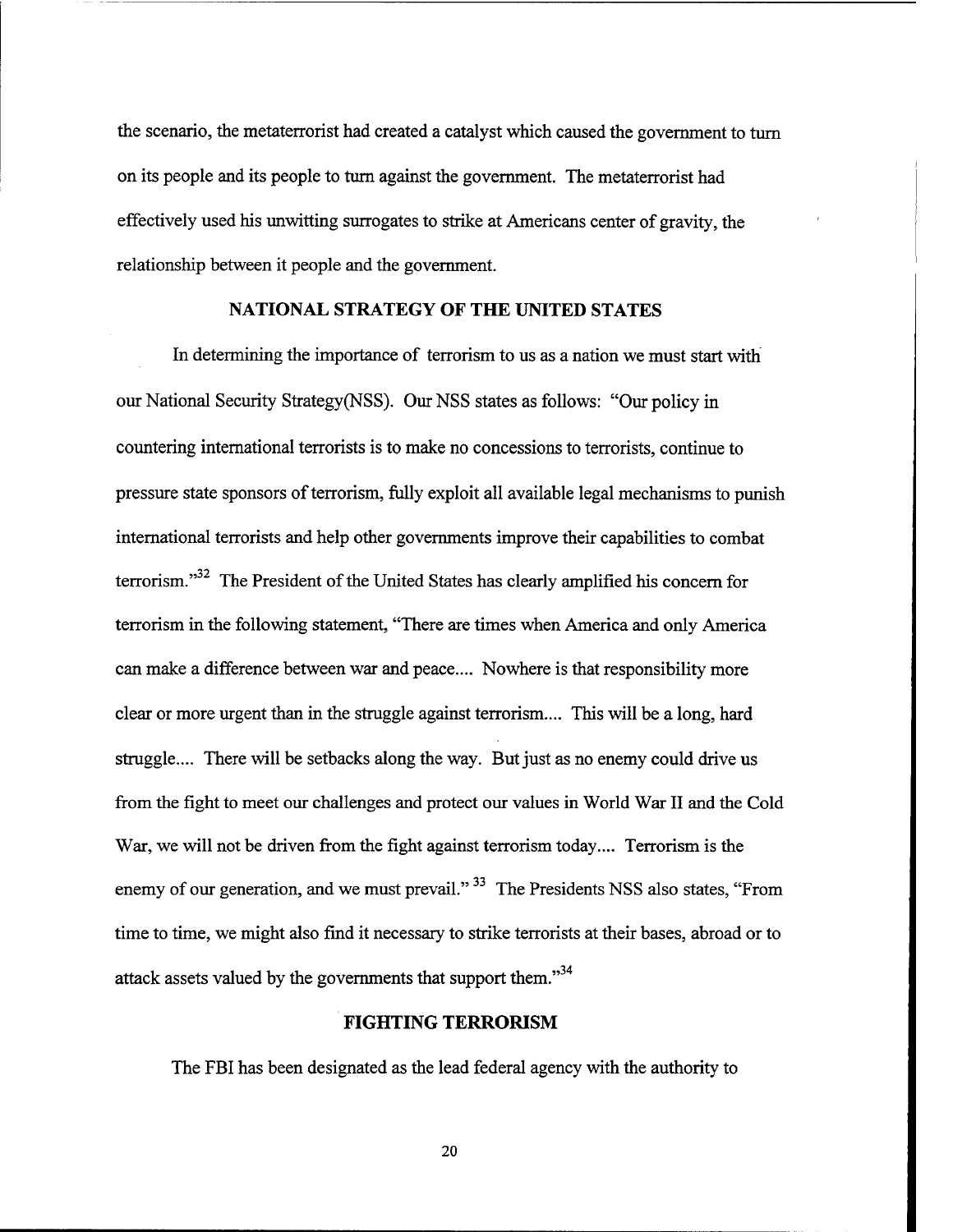the scenario, the metaterrorist had created a catalyst which caused the government to turn on its people and its people to turn against the government. The metaterrorist had effectively used his unwitting surrogates to strike at Americans center of gravity, the relationship between it people and the government.

## NATIONAL STRATEGY OF THE UNITED STATES

In determining the importance of terrorism to us as a nation we must start with our National Security Strategy(NSS). Our NSS states as follows: "Our policy in countering international terrorists is to make no concessions to terrorists, continue to pressure state sponsors of terrorism, fully exploit all available legal mechanisms to punish international terrorists and help other governments improve their capabilities to combat terrorism."[32] The President of the United States has clearly amplified his concern for terrorism in the following statement, "There are times when America and only America can make a difference between war and peace.... Nowhere is that responsibility more clear or more urgent than in the struggle against terrorism.... This will be a long, hard struggle.... There will be setbacks along the way. But just as no enemy could drive us from the fight to meet our challenges and protect our values in World War II and the Cold War, we will not be driven from the fight against terrorism today.... Terrorism is the enemy of our generation, and we must prevail." [33] The Presidents NSS also states, "From time to time, we might also find it necessary to strike terrorists at their bases, abroad or to attack assets valued by the governments that support them."[34]

## FIGHTING TERRORISM

The FBI has been designated as the lead federal agency with the authority to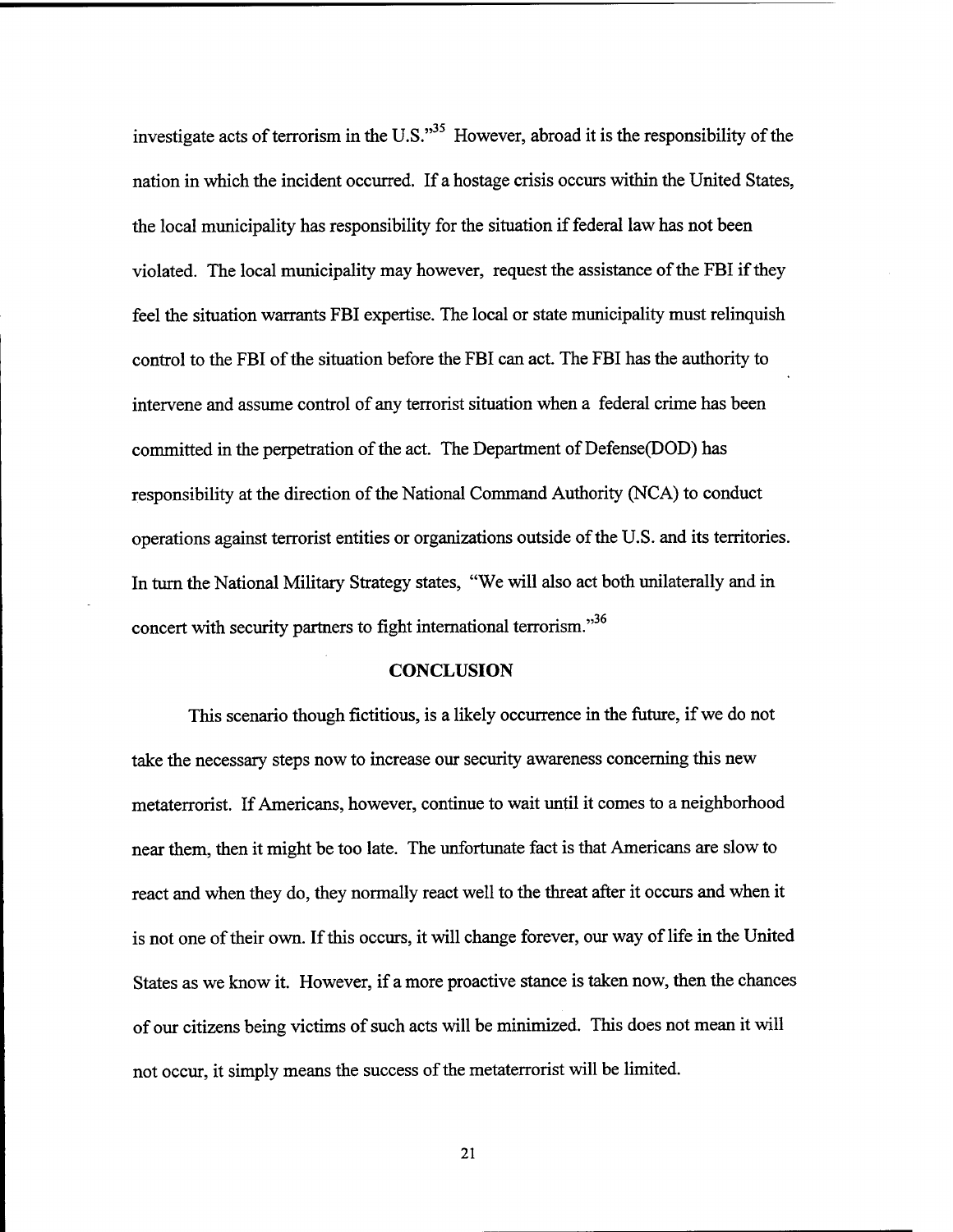investigate acts of terrorism in the U.S."[35] However, abroad it is the responsibility of the nation in which the incident occurred. If a hostage crisis occurs within the United States, the local municipality has responsibility for the situation if federal law has not been violated. The local municipality may however, request the assistance of the FBI if they feel the situation warrants FBI expertise. The local or state municipality must relinquish control to the FBI of the situation before the FBI can act. The FBI has the authority to intervene and assume control of any terrorist situation when a federal crime has been committed in the perpetration of the act. The Department of Defense(DOD) has responsibility at the direction of the National Command Authority (NCA) to conduct operations against terrorist entities or organizations outside of the U.S. and its territories. In turn the National Military Strategy states, "We will also act both unilaterally and in concert with security partners to fight international terrorism."[36]

## CONCLUSION

This scenario though fictitious, is a likely occurrence in the future, if we do not take the necessary steps now to increase our security awareness concerning this new metaterrorist. If Americans, however, continue to wait until it comes to a neighborhood near them, then it might be too late. The unfortunate fact is that Americans are slow to react and when they do, they normally react well to the threat after it occurs and when it is not one of their own. If this occurs, it will change forever, our way of life in the United States as we know it. However, if a more proactive stance is taken now, then the chances of our citizens being victims of such acts will be minimized. This does not mean it will not occur, it simply means the success of the metaterrorist will be limited.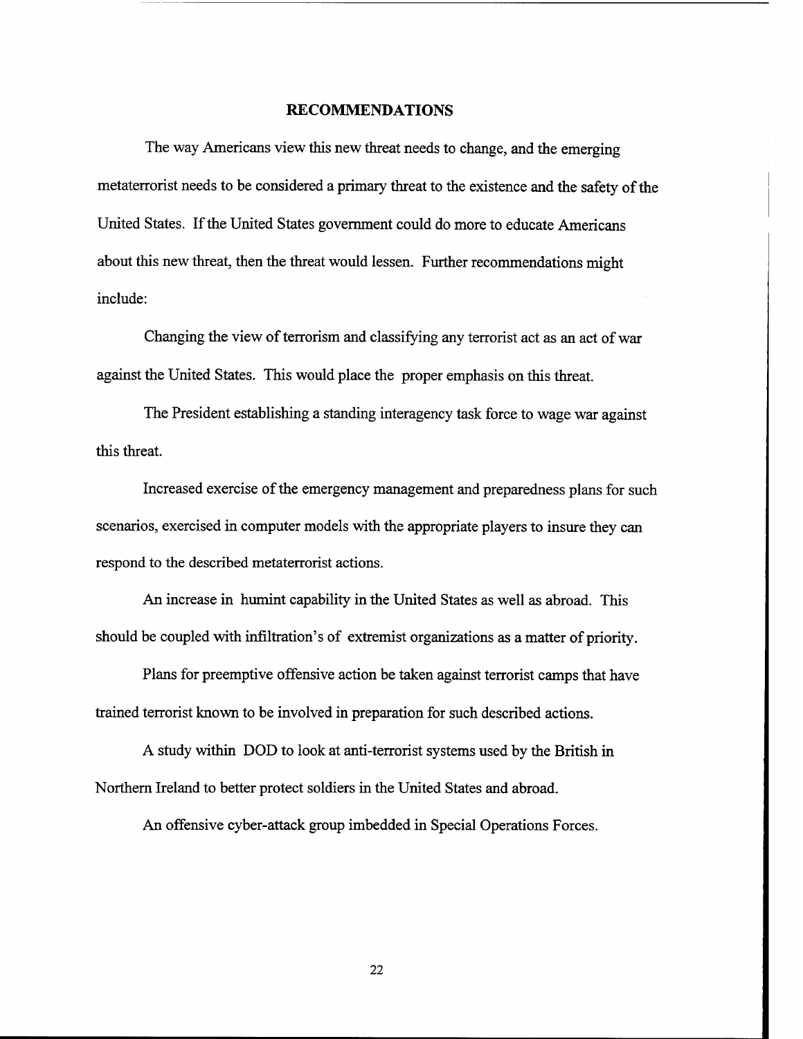## RECOMMENDATIONS

The way Americans view this new threat needs to change, and the emerging metaterrorist needs to be considered a primary threat to the existence and the safety of the United States. If the United States government could do more to educate Americans about this new threat, then the threat would lessen. Further recommendations might include:

Changing the view of terrorism and classifying any terrorist act as an act of war against the United States. This would place the proper emphasis on this threat.

The President establishing a standing interagency task force to wage war against this threat.

Increased exercise of the emergency management and preparedness plans for such scenarios, exercised in computer models with the appropriate players to insure they can respond to the described metaterrorist actions.

An increase in humint capability in the United States as well as abroad. This should be coupled with infiltration's of extremist organizations as a matter of priority.

Plans for preemptive offensive action be taken against terrorist camps that have trained terrorist known to be involved in preparation for such described actions.

A study within DOD to look at anti-terrorist systems used by the British in Northern Ireland to better protect soldiers in the United States and abroad.

An offensive cyber-attack group imbedded in Special Operations Forces.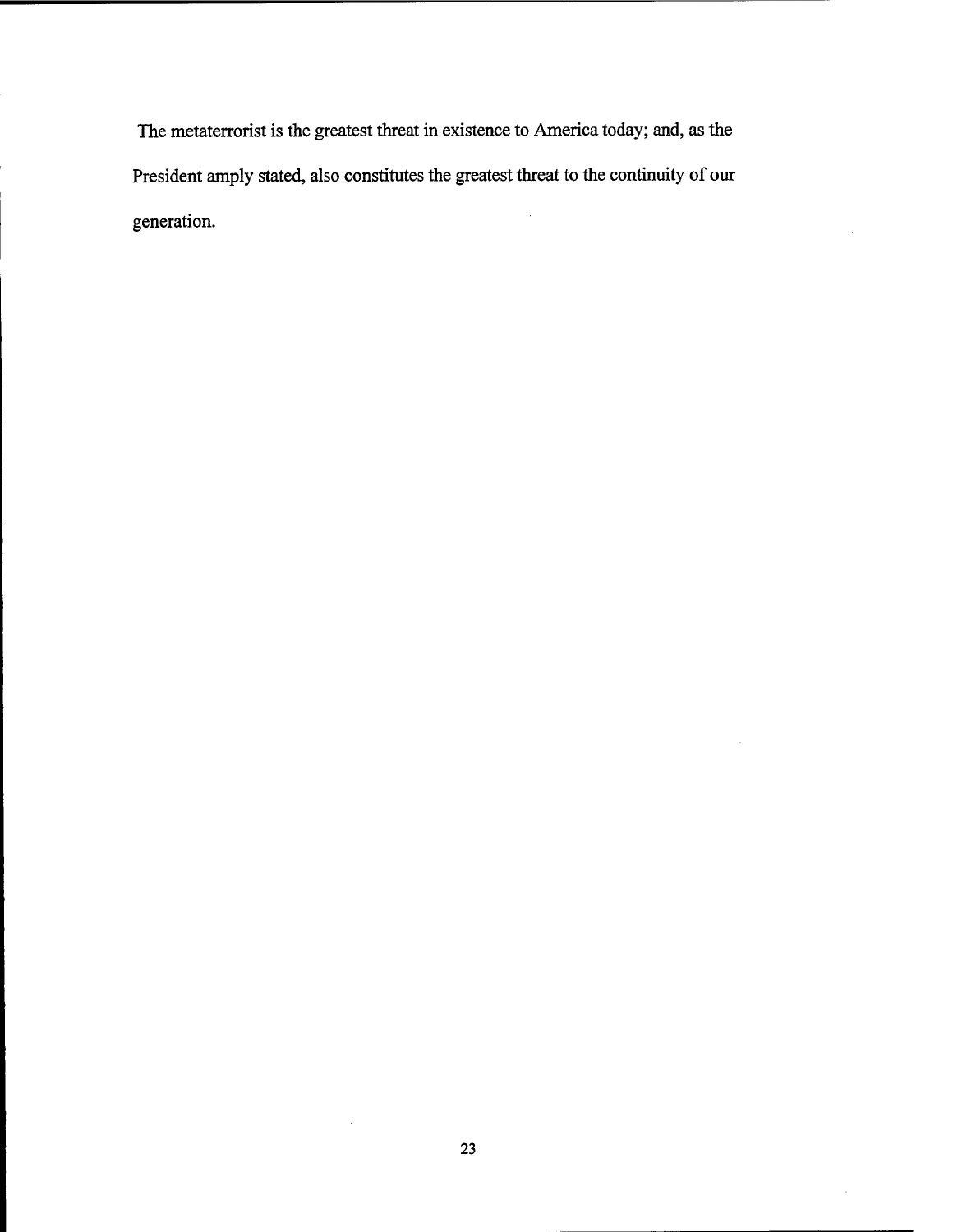The metaterrorist is the greatest threat in existence to America today; and, as the President amply stated, also constitutes the greatest threat to the continuity of our generation.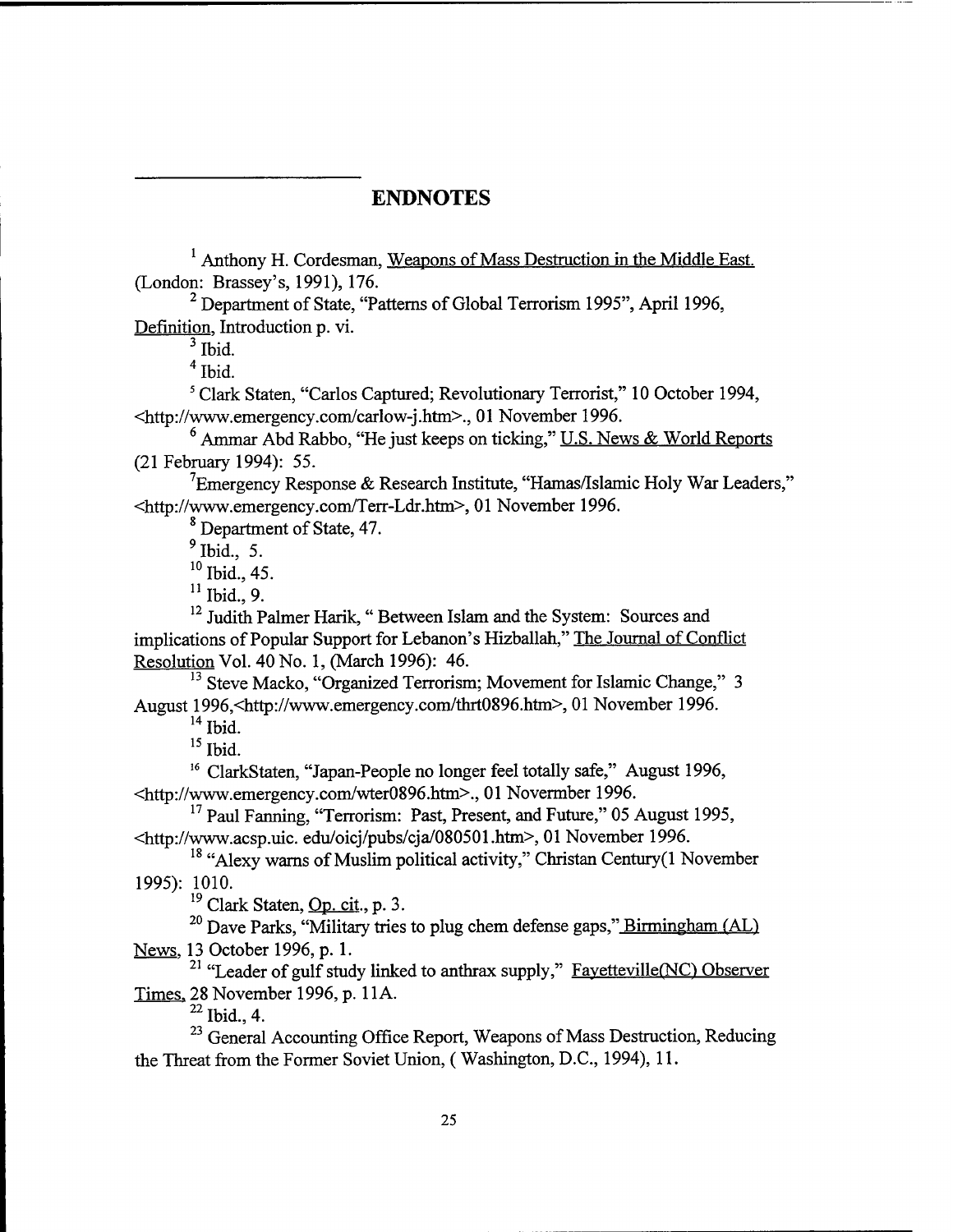## ENDNOTES

[1] Anthony H. Cordesman, Weapons of Mass Destruction in the Middle East. (London: Brassey's, 1991), 176.

[2] Department of State, "Patterns of Global Terrorism 1995", April 1996, Definition, Introduction p. vi.

[3] Ibid.

[4] Ibid.

[5] Clark Staten, "Carlos Captured; Revolutionary Terrorist," 10 October 1994, <http://www.emergency.com/carlow-j.htm>., 01 November 1996.

[6] Ammar Abd Rabbo, "He just keeps on ticking," U.S. News & World Reports (21 February 1994): 55.

[7] Emergency Response & Research Institute, "Hamas/Islamic Holy War Leaders," <http://www.emergency.com/Terr-Ldr.htm>, 01 November 1996.

[8] Department of State, 47.

[9] Ibid., 5.

[10] Ibid., 45.

[11] Ibid., 9.

[12] Judith Palmer Harik, " Between Islam and the System: Sources and implications of Popular Support for Lebanon's Hizballah," The Journal of Conflict Resolution Vol. 40 No. 1, (March 1996): 46.

[13] Steve Macko, "Organized Terrorism; Movement for Islamic Change," 3 August 1996,<http://www.emergency.com/thrt0896.htm>, 01 November 1996.

[14] Ibid.

[15] Ibid.

[16] ClarkStaten, "Japan-People no longer feel totally safe," August 1996, <http://www.emergency.com/wter0896.htm>., 01 Novermber 1996.

[17] Paul Fanning, "Terrorism: Past, Present, and Future," 05 August 1995, <http://www.acsp.uic. edu/oicj/pubs/cja/080501.htm>, 01 November 1996.

[18] "Alexy warns of Muslim political activity," Christan Century(1 November 1995): 1010.

[19] Clark Staten, Op. cit., p. 3.

[20] Dave Parks, "Military tries to plug chem defense gaps," Birmingham (AL) News, 13 October 1996, p. 1.

[21] "Leader of gulf study linked to anthrax supply," Fayetteville(NC) Observer Times, 28 November 1996, p. 11A.

[22] Ibid., 4.

[23] General Accounting Office Report, Weapons of Mass Destruction, Reducing the Threat from the Former Soviet Union, ( Washington, D.C., 1994), 11.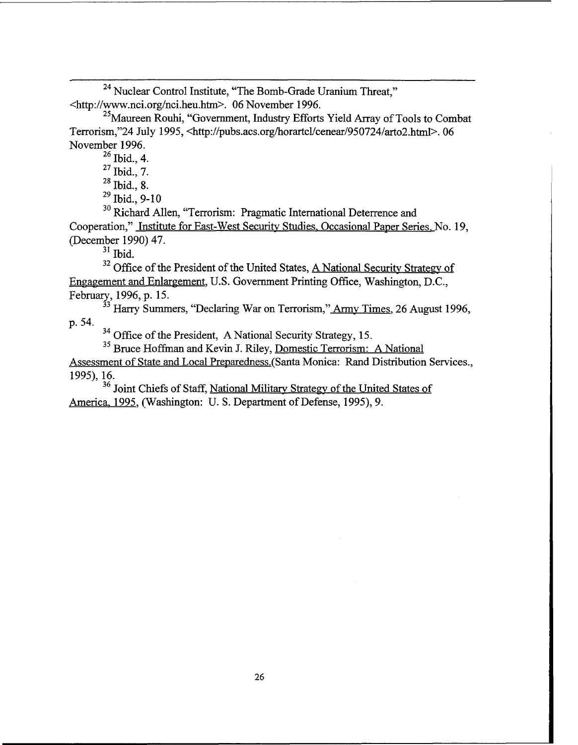---

[24] Nuclear Control Institute, "The Bomb-Grade Uranium Threat," <http://www.nci.org/nci.heu.htm>. 06 November 1996.

[25] Maureen Rouhi, "Government, Industry Efforts Yield Array of Tools to Combat Terrorism,"24 July 1995, <http://pubs.acs.org/horartcl/cenear/950724/arto2.html>. 06 November 1996.

[26] Ibid., 4.

[27] Ibid., 7.

[28] Ibid., 8.

[29] Ibid., 9-10

[30] Richard Allen, "Terrorism: Pragmatic International Deterrence and Cooperation," Institute for East-West Security Studies, Occasional Paper Series, No. 19, (December 1990) 47.

[31] Ibid.

[32] Office of the President of the United States, A National Security Strategy of Engagement and Enlargement, U.S. Government Printing Office, Washington, D.C., February, 1996, p. 15.

[33] Harry Summers, "Declaring War on Terrorism," Army Times, 26 August 1996, p. 54.

[34] Office of the President, A National Security Strategy, 15.

[35] Bruce Hoffman and Kevin J. Riley, Domestic Terrorism: A National Assessment of State and Local Preparedness.(Santa Monica: Rand Distribution Services., 1995), 16.

[36] Joint Chiefs of Staff, National Military Strategy of the United States of America, 1995, (Washington: U. S. Department of Defense, 1995), 9.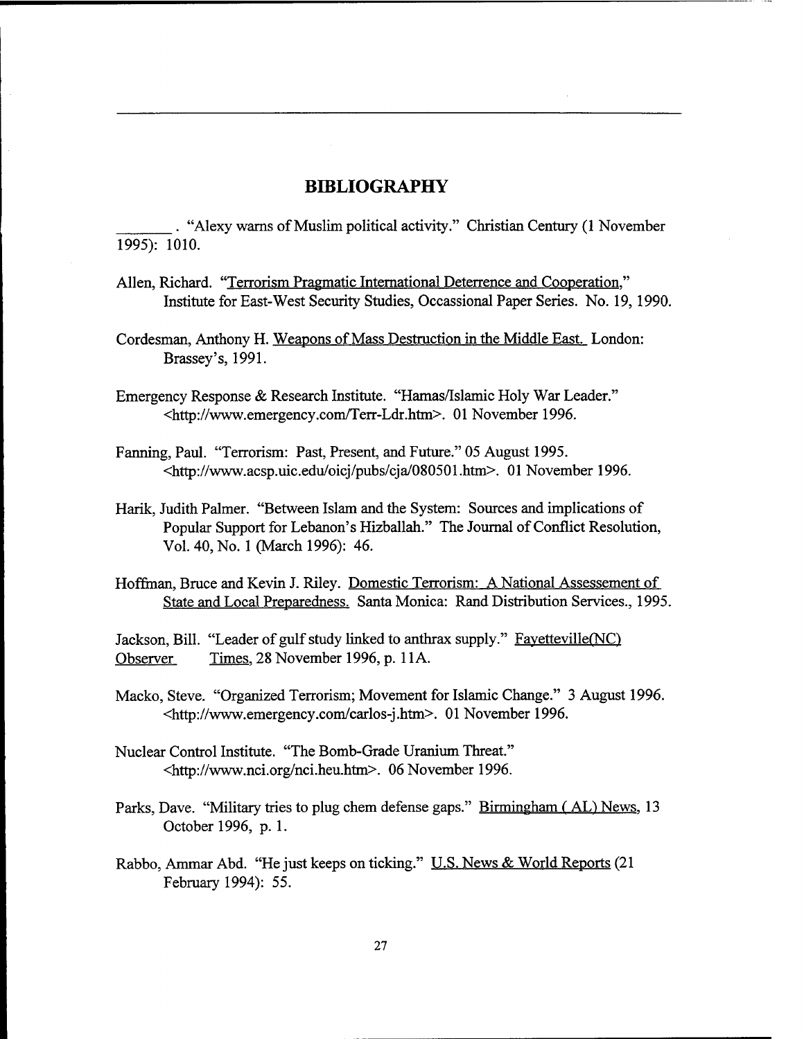## BIBLIOGRAPHY

_______ . "Alexy warns of Muslim political activity." Christian Century (1 November 1995): 1010.

Allen, Richard. "Terrorism Pragmatic International Deterrence and Cooperation," Institute for East-West Security Studies, Occassional Paper Series. No. 19, 1990.

Cordesman, Anthony H. Weapons of Mass Destruction in the Middle East. London: Brassey's, 1991.

Emergency Response & Research Institute. "Hamas/Islamic Holy War Leader." <http://www.emergency.com/Terr-Ldr.htm>. 01 November 1996.

Fanning, Paul. "Terrorism: Past, Present, and Future." 05 August 1995. <http://www.acsp.uic.edu/oicj/pubs/cja/080501.htm>. 01 November 1996.

Harik, Judith Palmer. "Between Islam and the System: Sources and implications of Popular Support for Lebanon's Hizballah." The Journal of Conflict Resolution, Vol. 40, No. 1 (March 1996): 46.

Hoffman, Bruce and Kevin J. Riley. Domestic Terrorism: A National Assessement of State and Local Preparedness. Santa Monica: Rand Distribution Services., 1995.

Jackson, Bill. "Leader of gulf study linked to anthrax supply." Fayetteville(NC) Observer Times, 28 November 1996, p. 11A.

Macko, Steve. "Organized Terrorism; Movement for Islamic Change." 3 August 1996. <http://www.emergency.com/carlos-j.htm>. 01 November 1996.

Nuclear Control Institute. "The Bomb-Grade Uranium Threat." <http://www.nci.org/nci.heu.htm>. 06 November 1996.

Parks, Dave. "Military tries to plug chem defense gaps." Birmingham ( AL) News, 13 October 1996, p. 1.

Rabbo, Ammar Abd. "He just keeps on ticking." U.S. News & World Reports (21 February 1994): 55.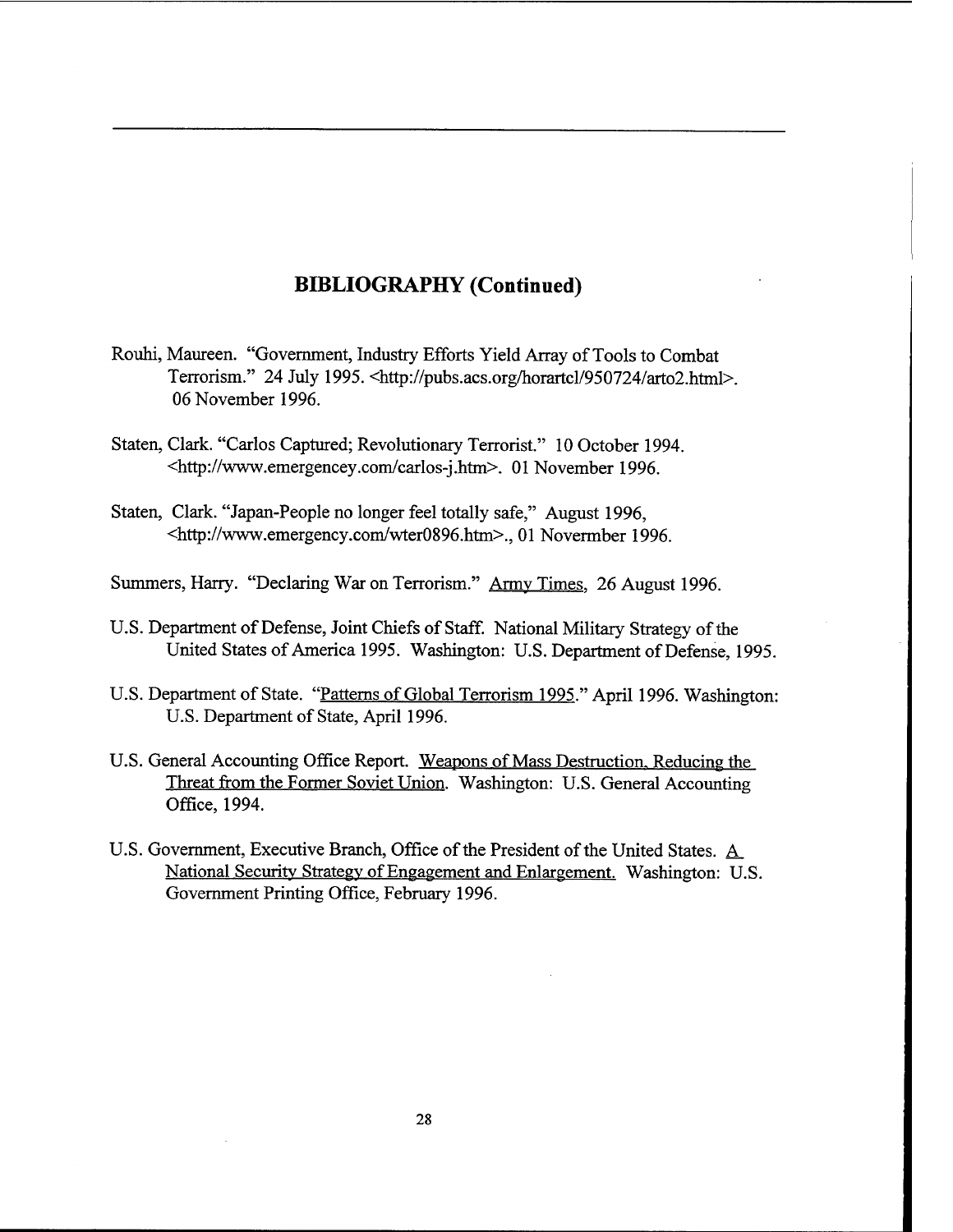## BIBLIOGRAPHY (Continued)

Rouhi, Maureen. "Government, Industry Efforts Yield Array of Tools to Combat Terrorism." 24 July 1995. <http://pubs.acs.org/horartcl/950724/arto2.html>. 06 November 1996.

Staten, Clark. "Carlos Captured; Revolutionary Terrorist." 10 October 1994. <http://www.emergencey.com/carlos-j.htm>. 01 November 1996.

Staten, Clark. "Japan-People no longer feel totally safe," August 1996, <http://www.emergency.com/wter0896.htm>., 01 Novermber 1996.

Summers, Harry. "Declaring War on Terrorism." Army Times, 26 August 1996.

U.S. Department of Defense, Joint Chiefs of Staff. National Military Strategy of the United States of America 1995. Washington: U.S. Department of Defense, 1995.

U.S. Department of State. "Patterns of Global Terrorism 1995." April 1996. Washington: U.S. Department of State, April 1996.

U.S. General Accounting Office Report. Weapons of Mass Destruction, Reducing the Threat from the Former Soviet Union. Washington: U.S. General Accounting Office, 1994.

U.S. Government, Executive Branch, Office of the President of the United States. A National Security Strategy of Engagement and Enlargement. Washington: U.S. Government Printing Office, February 1996.